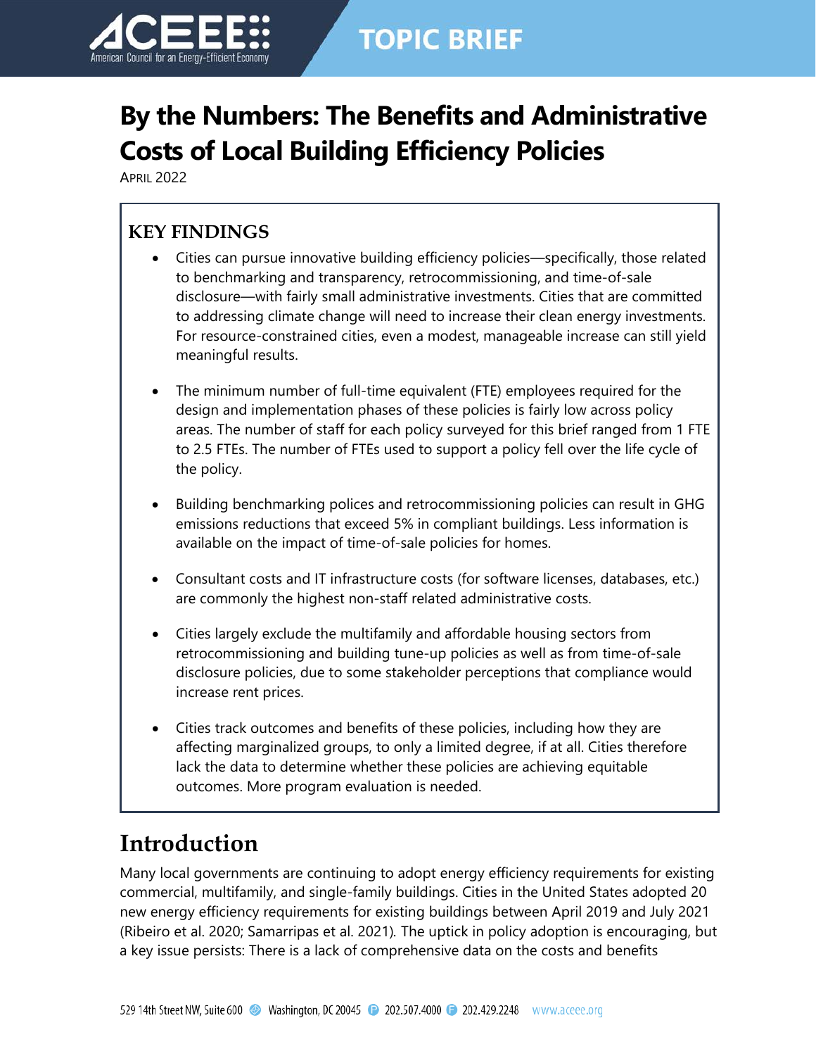TOPIC BRIEF

# By the Numbers: The Benefits and Administrative Costs of Local Building Efficiency Policies

APRIL 2022

## KEY FINDINGS

- Cities can pursue innovative building efficiency policies—specifically, those related to benchmarking and transparency, retrocommissioning, and time-of-sale disclosure—with fairly small administrative investments. Cities that are committed to addressing climate change will need to increase their clean energy investments. For resource-constrained cities, even a modest, manageable increase can still yield meaningful results.
- The minimum number of full-time equivalent (FTE) employees required for the design and implementation phases of these policies is fairly low across policy areas. The number of staff for each policy surveyed for this brief ranged from 1 FTE to 2.5 FTEs. The number of FTEs used to support a policy fell over the life cycle of the policy.
- Building benchmarking polices and retrocommissioning policies can result in GHG emissions reductions that exceed 5% in compliant buildings. Less information is available on the impact of time-of-sale policies for homes.
- Consultant costs and IT infrastructure costs (for software licenses, databases, etc.) are commonly the highest non-staff related administrative costs.
- Cities largely exclude the multifamily and affordable housing sectors from retrocommissioning and building tune-up policies as well as from time-of-sale disclosure policies, due to some stakeholder perceptions that compliance would increase rent prices.
- Cities track outcomes and benefits of these policies, including how they are affecting marginalized groups, to only a limited degree, if at all. Cities therefore lack the data to determine whether these policies are achieving equitable outcomes. More program evaluation is needed.

## Introduction

Many local governments are continuing to adopt energy efficiency requirements for existing commercial, multifamily, and single-family buildings. Cities in the United States adopted 20 new energy efficiency requirements for existing buildings between April 2019 and July 2021 (Ribeiro et al. 2020; Samarripas et al. 2021). The uptick in policy adoption is encouraging, but a key issue persists: There is a lack of comprehensive data on the costs and benefits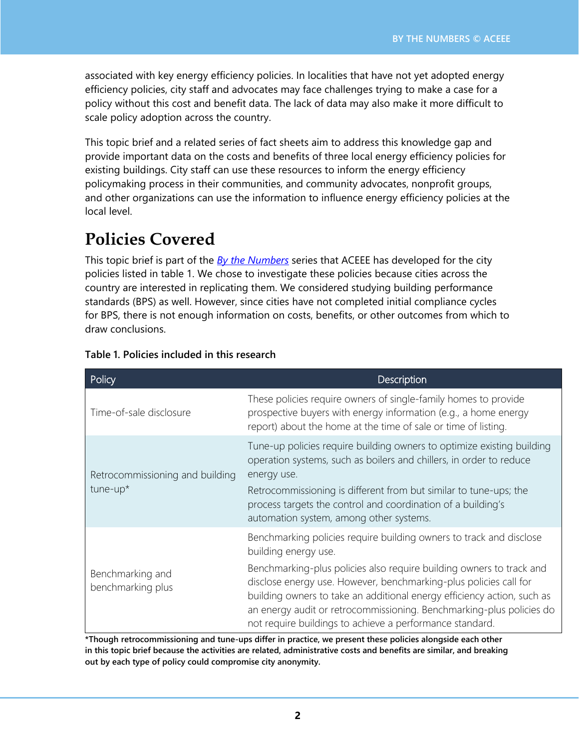associated with key energy efficiency policies. In localities that have not yet adopted energy efficiency policies, city staff and advocates may face challenges trying to make a case for a policy without this cost and benefit data. The lack of data may also make it more difficult to scale policy adoption across the country.

This topic brief and a related series of fact sheets aim to address this knowledge gap and provide important data on the costs and benefits of three local energy efficiency policies for existing buildings. City staff can use these resources to inform the energy efficiency policymaking process in their communities, and community advocates, nonprofit groups, and other organizations can use the information to influence energy efficiency policies at the local level.

# Policies Covered

This topic brief is part of the *By the Numbers* series that ACEEE has developed for the city policies listed in table 1. We chose to investigate these policies because cities across the country are interested in replicating them. We considered studying building performance standards (BPS) as well. However, since cities have not completed initial compliance cycles for BPS, there is not enough information on costs, benefits, or other outcomes from which to draw conclusions.

**Table 1. Policies included in this research**

| Policy | Description |
| --- | --- |
| Time-of-sale disclosure | These policies require owners of single-family homes to provide prospective buyers with energy information (e.g., a home energy report) about the home at the time of sale or time of listing. |
| Retrocommissioning and building tune-up* | Tune-up policies require building owners to optimize existing building operation systems, such as boilers and chillers, in order to reduce energy use.<br>Retrocommissioning is different from but similar to tune-ups; the process targets the control and coordination of a building's automation system, among other systems. |
| Benchmarking and benchmarking plus | Benchmarking policies require building owners to track and disclose building energy use.<br>Benchmarking-plus policies also require building owners to track and disclose energy use. However, benchmarking-plus policies call for building owners to take an additional energy efficiency action, such as an energy audit or retrocommissioning. Benchmarking-plus policies do not require buildings to achieve a performance standard. |

**\*Though retrocommissioning and tune-ups differ in practice, we present these policies alongside each other in this topic brief because the activities are related, administrative costs and benefits are similar, and breaking out by each type of policy could compromise city anonymity.**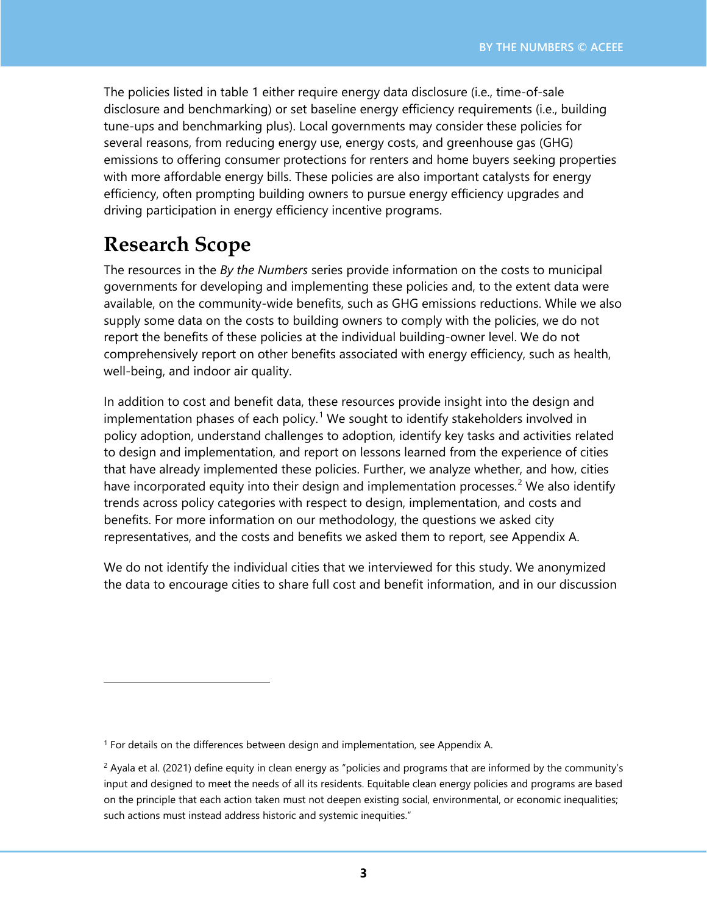The policies listed in table 1 either require energy data disclosure (i.e., time-of-sale disclosure and benchmarking) or set baseline energy efficiency requirements (i.e., building tune-ups and benchmarking plus). Local governments may consider these policies for several reasons, from reducing energy use, energy costs, and greenhouse gas (GHG) emissions to offering consumer protections for renters and home buyers seeking properties with more affordable energy bills. These policies are also important catalysts for energy efficiency, often prompting building owners to pursue energy efficiency upgrades and driving participation in energy efficiency incentive programs.

## Research Scope

The resources in the *By the Numbers* series provide information on the costs to municipal governments for developing and implementing these policies and, to the extent data were available, on the community-wide benefits, such as GHG emissions reductions. While we also supply some data on the costs to building owners to comply with the policies, we do not report the benefits of these policies at the individual building-owner level. We do not comprehensively report on other benefits associated with energy efficiency, such as health, well-being, and indoor air quality.

In addition to cost and benefit data, these resources provide insight into the design and implementation phases of each policy.[1] We sought to identify stakeholders involved in policy adoption, understand challenges to adoption, identify key tasks and activities related to design and implementation, and report on lessons learned from the experience of cities that have already implemented these policies. Further, we analyze whether, and how, cities have incorporated equity into their design and implementation processes.[2] We also identify trends across policy categories with respect to design, implementation, and costs and benefits. For more information on our methodology, the questions we asked city representatives, and the costs and benefits we asked them to report, see Appendix A.

We do not identify the individual cities that we interviewed for this study. We anonymized the data to encourage cities to share full cost and benefit information, and in our discussion

---

[1] For details on the differences between design and implementation, see Appendix A.

[2] Ayala et al. (2021) define equity in clean energy as "policies and programs that are informed by the community's input and designed to meet the needs of all its residents. Equitable clean energy policies and programs are based on the principle that each action taken must not deepen existing social, environmental, or economic inequalities; such actions must instead address historic and systemic inequities."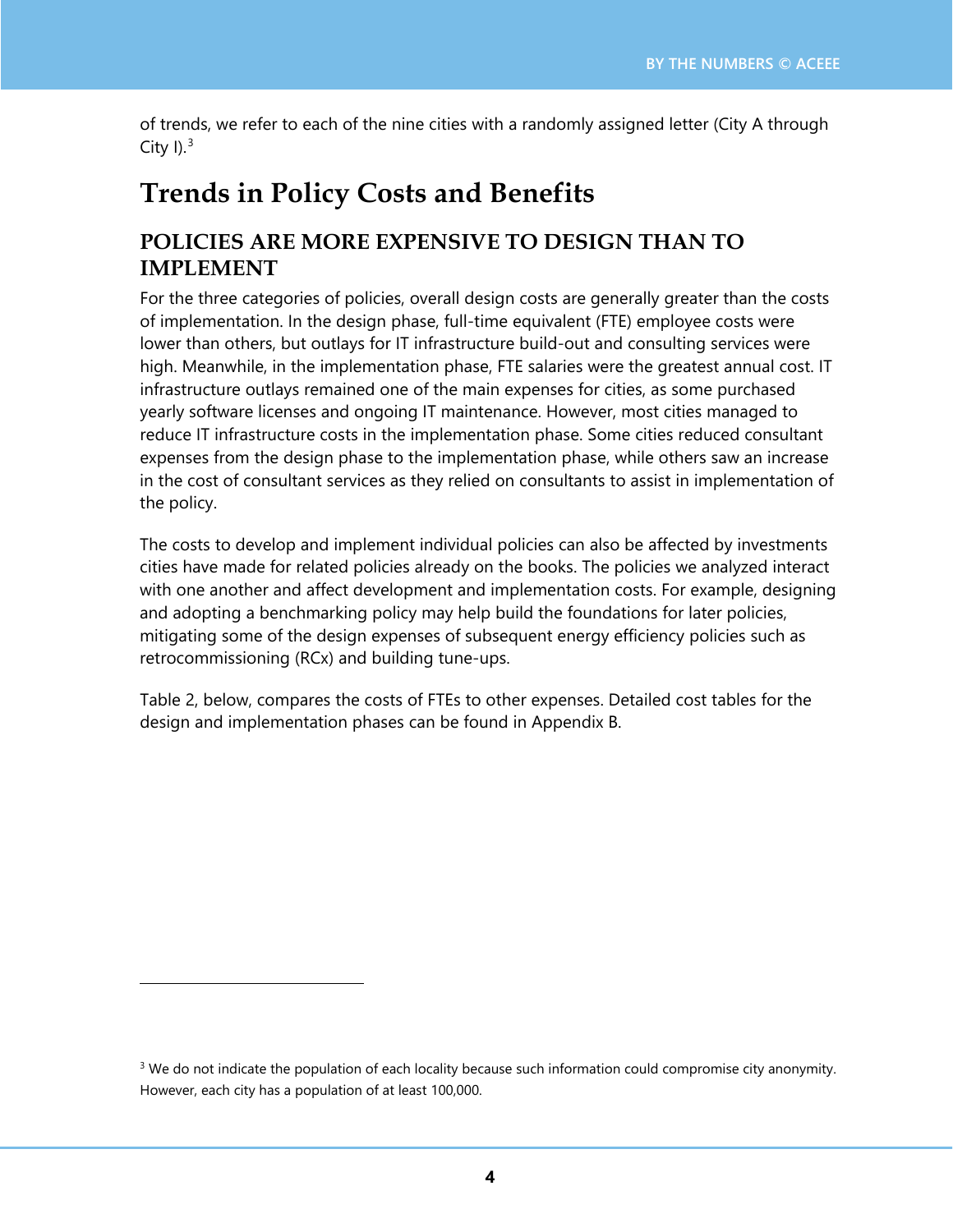of trends, we refer to each of the nine cities with a randomly assigned letter (City A through City I).[3]

# Trends in Policy Costs and Benefits

## POLICIES ARE MORE EXPENSIVE TO DESIGN THAN TO IMPLEMENT

For the three categories of policies, overall design costs are generally greater than the costs of implementation. In the design phase, full-time equivalent (FTE) employee costs were lower than others, but outlays for IT infrastructure build-out and consulting services were high. Meanwhile, in the implementation phase, FTE salaries were the greatest annual cost. IT infrastructure outlays remained one of the main expenses for cities, as some purchased yearly software licenses and ongoing IT maintenance. However, most cities managed to reduce IT infrastructure costs in the implementation phase. Some cities reduced consultant expenses from the design phase to the implementation phase, while others saw an increase in the cost of consultant services as they relied on consultants to assist in implementation of the policy.

The costs to develop and implement individual policies can also be affected by investments cities have made for related policies already on the books. The policies we analyzed interact with one another and affect development and implementation costs. For example, designing and adopting a benchmarking policy may help build the foundations for later policies, mitigating some of the design expenses of subsequent energy efficiency policies such as retrocommissioning (RCx) and building tune-ups.

Table 2, below, compares the costs of FTEs to other expenses. Detailed cost tables for the design and implementation phases can be found in Appendix B.

[3] We do not indicate the population of each locality because such information could compromise city anonymity. However, each city has a population of at least 100,000.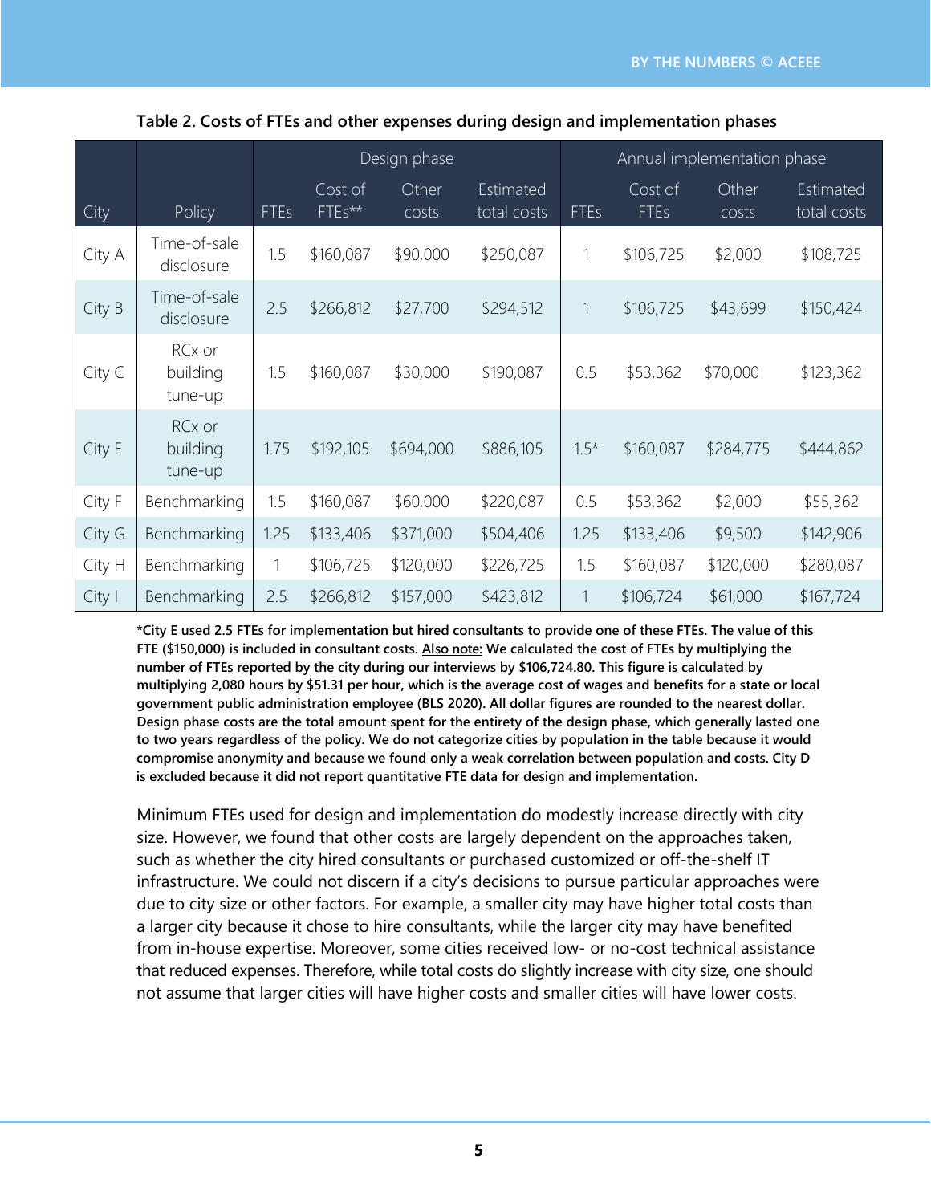**Table 2. Costs of FTEs and other expenses during design and implementation phases**

| City | Policy | Design phase | | | | Annual implementation phase | | | |
|---|---|---|---|---|---|---|---|---|---|
| | | FTEs | Cost of FTEs** | Other costs | Estimated total costs | FTEs | Cost of FTEs | Other costs | Estimated total costs |
| City A | Time-of-sale disclosure | 1.5 | $160,087 | $90,000 | $250,087 | 1 | $106,725 | $2,000 | $108,725 |
| City B | Time-of-sale disclosure | 2.5 | $266,812 | $27,700 | $294,512 | 1 | $106,725 | $43,699 | $150,424 |
| City C | RCx or building tune-up | 1.5 | $160,087 | $30,000 | $190,087 | 0.5 | $53,362 | $70,000 | $123,362 |
| City E | RCx or building tune-up | 1.75 | $192,105 | $694,000 | $886,105 | 1.5* | $160,087 | $284,775 | $444,862 |
| City F | Benchmarking | 1.5 | $160,087 | $60,000 | $220,087 | 0.5 | $53,362 | $2,000 | $55,362 |
| City G | Benchmarking | 1.25 | $133,406 | $371,000 | $504,406 | 1.25 | $133,406 | $9,500 | $142,906 |
| City H | Benchmarking | 1 | $106,725 | $120,000 | $226,725 | 1.5 | $160,087 | $120,000 | $280,087 |
| City I | Benchmarking | 2.5 | $266,812 | $157,000 | $423,812 | 1 | $106,724 | $61,000 | $167,724 |

**\*City E used 2.5 FTEs for implementation but hired consultants to provide one of these FTEs. The value of this FTE ($150,000) is included in consultant costs. Also note: We calculated the cost of FTEs by multiplying the number of FTEs reported by the city during our interviews by $106,724.80. This figure is calculated by multiplying 2,080 hours by $51.31 per hour, which is the average cost of wages and benefits for a state or local government public administration employee (BLS 2020). All dollar figures are rounded to the nearest dollar. Design phase costs are the total amount spent for the entirety of the design phase, which generally lasted one to two years regardless of the policy. We do not categorize cities by population in the table because it would compromise anonymity and because we found only a weak correlation between population and costs. City D is excluded because it did not report quantitative FTE data for design and implementation.**

Minimum FTEs used for design and implementation do modestly increase directly with city size. However, we found that other costs are largely dependent on the approaches taken, such as whether the city hired consultants or purchased customized or off-the-shelf IT infrastructure. We could not discern if a city's decisions to pursue particular approaches were due to city size or other factors. For example, a smaller city may have higher total costs than a larger city because it chose to hire consultants, while the larger city may have benefited from in-house expertise. Moreover, some cities received low- or no-cost technical assistance that reduced expenses. Therefore, while total costs do slightly increase with city size, one should not assume that larger cities will have higher costs and smaller cities will have lower costs.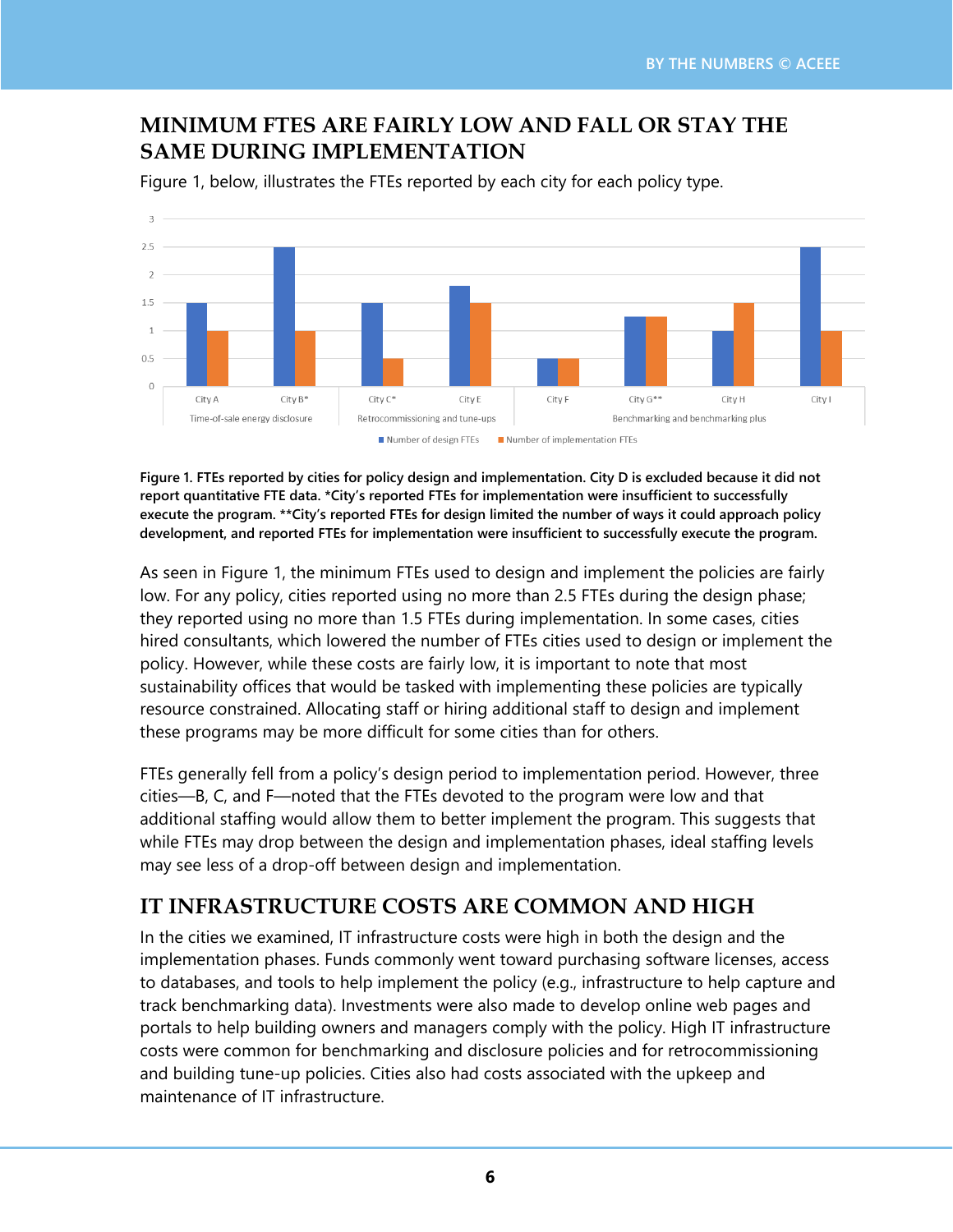## MINIMUM FTES ARE FAIRLY LOW AND FALL OR STAY THE SAME DURING IMPLEMENTATION

Figure 1, below, illustrates the FTEs reported by each city for each policy type.

**Figure 1. FTEs reported by cities for policy design and implementation. City D is excluded because it did not report quantitative FTE data. *City's reported FTEs for implementation were insufficient to successfully execute the program. **City's reported FTEs for design limited the number of ways it could approach policy development, and reported FTEs for implementation were insufficient to successfully execute the program.**

As seen in Figure 1, the minimum FTEs used to design and implement the policies are fairly low. For any policy, cities reported using no more than 2.5 FTEs during the design phase; they reported using no more than 1.5 FTEs during implementation. In some cases, cities hired consultants, which lowered the number of FTEs cities used to design or implement the policy. However, while these costs are fairly low, it is important to note that most sustainability offices that would be tasked with implementing these policies are typically resource constrained. Allocating staff or hiring additional staff to design and implement these programs may be more difficult for some cities than for others.

FTEs generally fell from a policy's design period to implementation period. However, three cities—B, C, and F—noted that the FTEs devoted to the program were low and that additional staffing would allow them to better implement the program. This suggests that while FTEs may drop between the design and implementation phases, ideal staffing levels may see less of a drop-off between design and implementation.

## IT INFRASTRUCTURE COSTS ARE COMMON AND HIGH

In the cities we examined, IT infrastructure costs were high in both the design and the implementation phases. Funds commonly went toward purchasing software licenses, access to databases, and tools to help implement the policy (e.g., infrastructure to help capture and track benchmarking data). Investments were also made to develop online web pages and portals to help building owners and managers comply with the policy. High IT infrastructure costs were common for benchmarking and disclosure policies and for retrocommissioning and building tune-up policies. Cities also had costs associated with the upkeep and maintenance of IT infrastructure.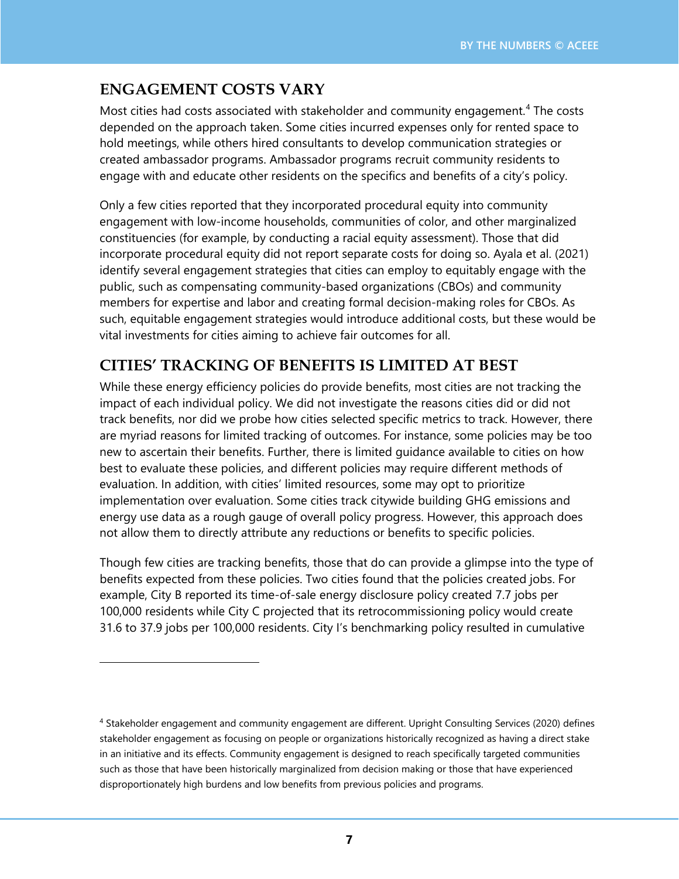## ENGAGEMENT COSTS VARY

Most cities had costs associated with stakeholder and community engagement.[4] The costs depended on the approach taken. Some cities incurred expenses only for rented space to hold meetings, while others hired consultants to develop communication strategies or created ambassador programs. Ambassador programs recruit community residents to engage with and educate other residents on the specifics and benefits of a city's policy.

Only a few cities reported that they incorporated procedural equity into community engagement with low-income households, communities of color, and other marginalized constituencies (for example, by conducting a racial equity assessment). Those that did incorporate procedural equity did not report separate costs for doing so. Ayala et al. (2021) identify several engagement strategies that cities can employ to equitably engage with the public, such as compensating community-based organizations (CBOs) and community members for expertise and labor and creating formal decision-making roles for CBOs. As such, equitable engagement strategies would introduce additional costs, but these would be vital investments for cities aiming to achieve fair outcomes for all.

## CITIES' TRACKING OF BENEFITS IS LIMITED AT BEST

While these energy efficiency policies do provide benefits, most cities are not tracking the impact of each individual policy. We did not investigate the reasons cities did or did not track benefits, nor did we probe how cities selected specific metrics to track. However, there are myriad reasons for limited tracking of outcomes. For instance, some policies may be too new to ascertain their benefits. Further, there is limited guidance available to cities on how best to evaluate these policies, and different policies may require different methods of evaluation. In addition, with cities' limited resources, some may opt to prioritize implementation over evaluation. Some cities track citywide building GHG emissions and energy use data as a rough gauge of overall policy progress. However, this approach does not allow them to directly attribute any reductions or benefits to specific policies.

Though few cities are tracking benefits, those that do can provide a glimpse into the type of benefits expected from these policies. Two cities found that the policies created jobs. For example, City B reported its time-of-sale energy disclosure policy created 7.7 jobs per 100,000 residents while City C projected that its retrocommissioning policy would create 31.6 to 37.9 jobs per 100,000 residents. City I's benchmarking policy resulted in cumulative

[4] Stakeholder engagement and community engagement are different. Upright Consulting Services (2020) defines stakeholder engagement as focusing on people or organizations historically recognized as having a direct stake in an initiative and its effects. Community engagement is designed to reach specifically targeted communities such as those that have been historically marginalized from decision making or those that have experienced disproportionately high burdens and low benefits from previous policies and programs.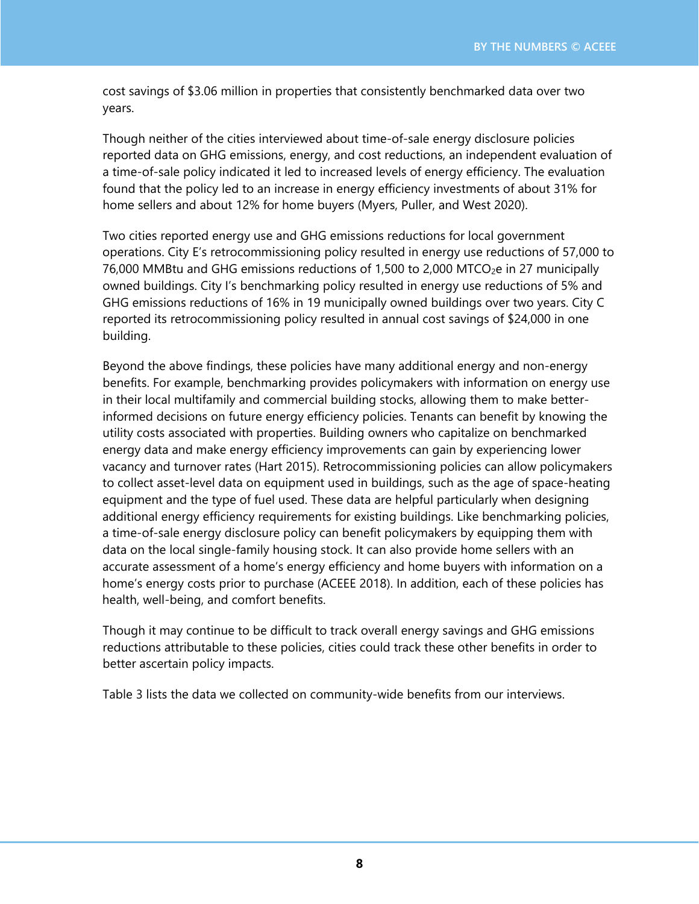cost savings of $3.06 million in properties that consistently benchmarked data over two years.

Though neither of the cities interviewed about time-of-sale energy disclosure policies reported data on GHG emissions, energy, and cost reductions, an independent evaluation of a time-of-sale policy indicated it led to increased levels of energy efficiency. The evaluation found that the policy led to an increase in energy efficiency investments of about 31% for home sellers and about 12% for home buyers (Myers, Puller, and West 2020).

Two cities reported energy use and GHG emissions reductions for local government operations. City E's retrocommissioning policy resulted in energy use reductions of 57,000 to 76,000 MMBtu and GHG emissions reductions of 1,500 to 2,000 $MTCO_2e$ in 27 municipally owned buildings. City I's benchmarking policy resulted in energy use reductions of 5% and GHG emissions reductions of 16% in 19 municipally owned buildings over two years. City C reported its retrocommissioning policy resulted in annual cost savings of $24,000 in one building.

Beyond the above findings, these policies have many additional energy and non-energy benefits. For example, benchmarking provides policymakers with information on energy use in their local multifamily and commercial building stocks, allowing them to make better-informed decisions on future energy efficiency policies. Tenants can benefit by knowing the utility costs associated with properties. Building owners who capitalize on benchmarked energy data and make energy efficiency improvements can gain by experiencing lower vacancy and turnover rates (Hart 2015). Retrocommissioning policies can allow policymakers to collect asset-level data on equipment used in buildings, such as the age of space-heating equipment and the type of fuel used. These data are helpful particularly when designing additional energy efficiency requirements for existing buildings. Like benchmarking policies, a time-of-sale energy disclosure policy can benefit policymakers by equipping them with data on the local single-family housing stock. It can also provide home sellers with an accurate assessment of a home's energy efficiency and home buyers with information on a home's energy costs prior to purchase (ACEEE 2018). In addition, each of these policies has health, well-being, and comfort benefits.

Though it may continue to be difficult to track overall energy savings and GHG emissions reductions attributable to these policies, cities could track these other benefits in order to better ascertain policy impacts.

Table 3 lists the data we collected on community-wide benefits from our interviews.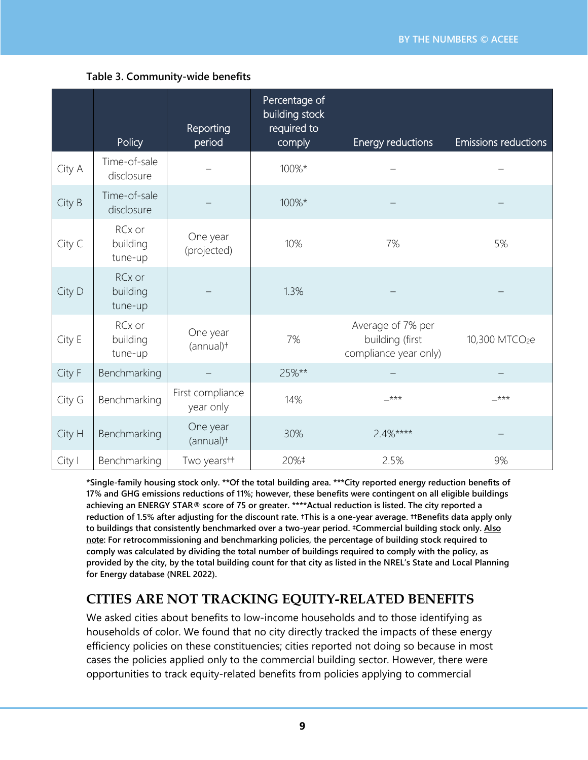**Table 3. Community-wide benefits**

| | Policy | Reporting period | Percentage of building stock required to comply | Energy reductions | Emissions reductions |
|---|---|---|---|---|---|
| City A | Time-of-sale disclosure | – | 100%* | – | – |
| City B | Time-of-sale disclosure | – | 100%* | – | – |
| City C | RCx or building tune-up | One year (projected) | 10% | 7% | 5% |
| City D | RCx or building tune-up | – | 1.3% | – | – |
| City E | RCx or building tune-up | One year (annual)† | 7% | Average of 7% per building (first compliance year only) | 10,300 $MTCO_2e$ |
| City F | Benchmarking | – | 25%** | – | – |
| City G | Benchmarking | First compliance year only | 14% | –*** | –*** |
| City H | Benchmarking | One year (annual)† | 30% | 2.4%**** | – |
| City I | Benchmarking | Two years†† | 20%‡ | 2.5% | 9% |

**\*Single-family housing stock only. \*\*Of the total building area. \*\*\*City reported energy reduction benefits of 17% and GHG emissions reductions of 11%; however, these benefits were contingent on all eligible buildings achieving an ENERGY STAR® score of 75 or greater. \*\*\*\*Actual reduction is listed. The city reported a reduction of 1.5% after adjusting for the discount rate. †This is a one-year average. ††Benefits data apply only to buildings that consistently benchmarked over a two-year period. ‡Commercial building stock only. Also note: For retrocommissioning and benchmarking policies, the percentage of building stock required to comply was calculated by dividing the total number of buildings required to comply with the policy, as provided by the city, by the total building count for that city as listed in the NREL's State and Local Planning for Energy database (NREL 2022).**

## CITIES ARE NOT TRACKING EQUITY-RELATED BENEFITS

We asked cities about benefits to low-income households and to those identifying as households of color. We found that no city directly tracked the impacts of these energy efficiency policies on these constituencies; cities reported not doing so because in most cases the policies applied only to the commercial building sector. However, there were opportunities to track equity-related benefits from policies applying to commercial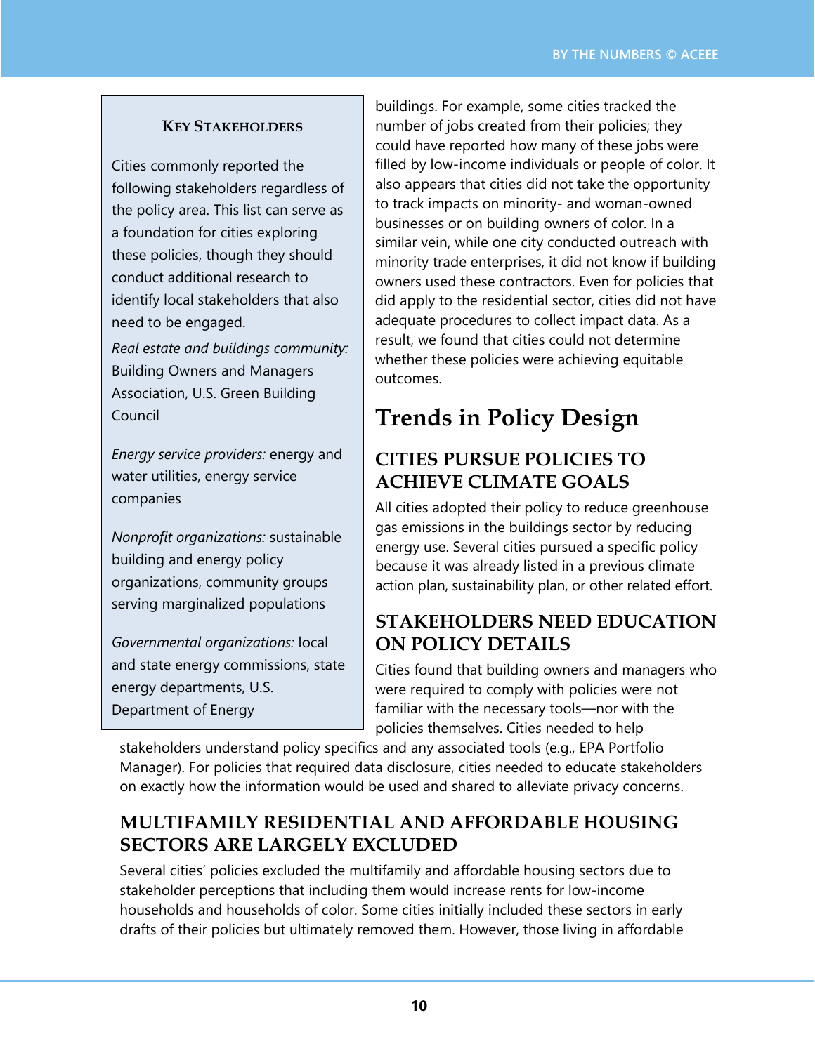**KEY STAKEHOLDERS**

Cities commonly reported the following stakeholders regardless of the policy area. This list can serve as a foundation for cities exploring these policies, though they should conduct additional research to identify local stakeholders that also need to be engaged.

*Real estate and buildings community:* Building Owners and Managers Association, U.S. Green Building Council

*Energy service providers:* energy and water utilities, energy service companies

*Nonprofit organizations:* sustainable building and energy policy organizations, community groups serving marginalized populations

*Governmental organizations:* local and state energy commissions, state energy departments, U.S. Department of Energy

buildings. For example, some cities tracked the number of jobs created from their policies; they could have reported how many of these jobs were filled by low-income individuals or people of color. It also appears that cities did not take the opportunity to track impacts on minority- and woman-owned businesses or on building owners of color. In a similar vein, while one city conducted outreach with minority trade enterprises, it did not know if building owners used these contractors. Even for policies that did apply to the residential sector, cities did not have adequate procedures to collect impact data. As a result, we found that cities could not determine whether these policies were achieving equitable outcomes.

# Trends in Policy Design

## CITIES PURSUE POLICIES TO ACHIEVE CLIMATE GOALS

All cities adopted their policy to reduce greenhouse gas emissions in the buildings sector by reducing energy use. Several cities pursued a specific policy because it was already listed in a previous climate action plan, sustainability plan, or other related effort.

## STAKEHOLDERS NEED EDUCATION ON POLICY DETAILS

Cities found that building owners and managers who were required to comply with policies were not familiar with the necessary tools—nor with the policies themselves. Cities needed to help stakeholders understand policy specifics and any associated tools (e.g., EPA Portfolio Manager). For policies that required data disclosure, cities needed to educate stakeholders on exactly how the information would be used and shared to alleviate privacy concerns.

## MULTIFAMILY RESIDENTIAL AND AFFORDABLE HOUSING SECTORS ARE LARGELY EXCLUDED

Several cities' policies excluded the multifamily and affordable housing sectors due to stakeholder perceptions that including them would increase rents for low-income households and households of color. Some cities initially included these sectors in early drafts of their policies but ultimately removed them. However, those living in affordable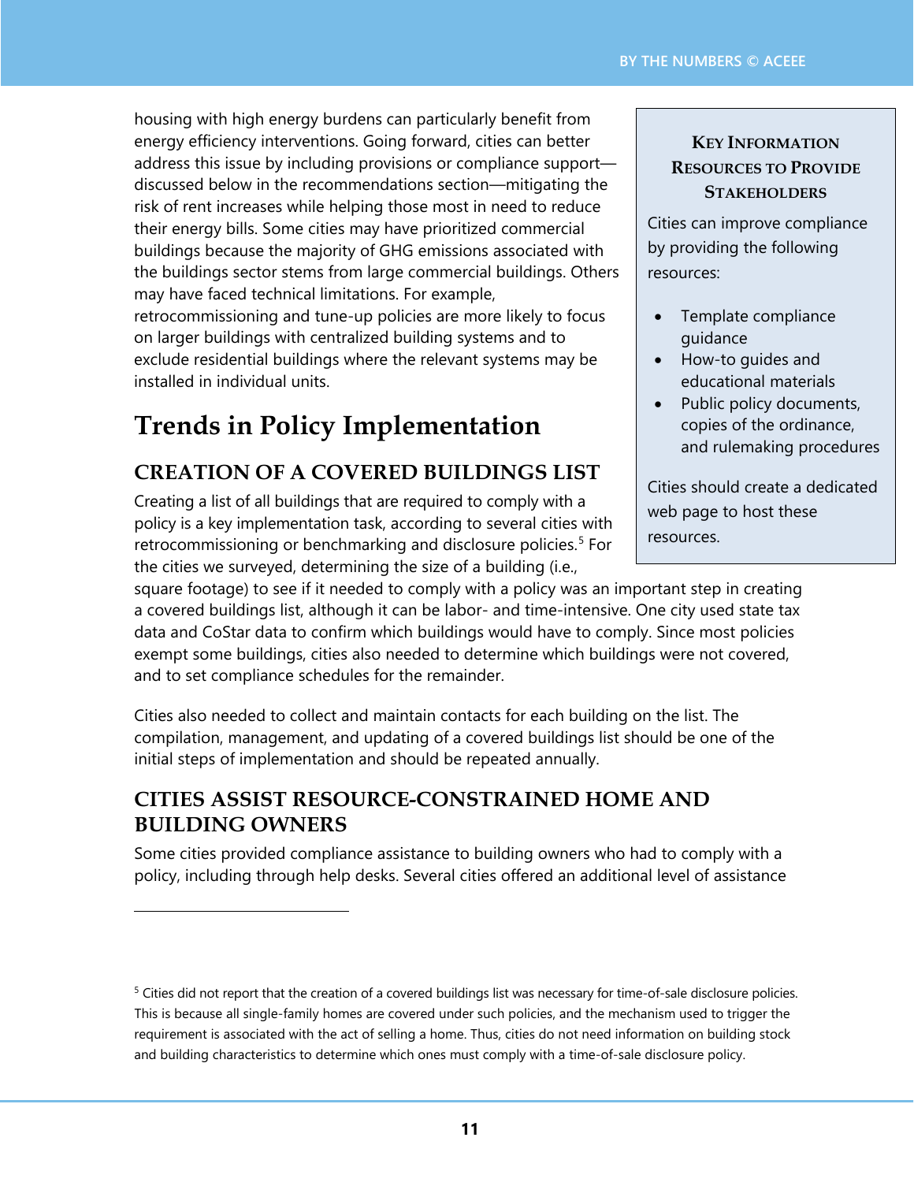housing with high energy burdens can particularly benefit from energy efficiency interventions. Going forward, cities can better address this issue by including provisions or compliance support—discussed below in the recommendations section—mitigating the risk of rent increases while helping those most in need to reduce their energy bills. Some cities may have prioritized commercial buildings because the majority of GHG emissions associated with the buildings sector stems from large commercial buildings. Others may have faced technical limitations. For example, retrocommissioning and tune-up policies are more likely to focus on larger buildings with centralized building systems and to exclude residential buildings where the relevant systems may be installed in individual units.

> **KEY INFORMATION RESOURCES TO PROVIDE STAKEHOLDERS**
>
> Cities can improve compliance by providing the following resources:
>
> - Template compliance guidance
> - How-to guides and educational materials
> - Public policy documents, copies of the ordinance, and rulemaking procedures
>
> Cities should create a dedicated web page to host these resources.

# Trends in Policy Implementation

## CREATION OF A COVERED BUILDINGS LIST

Creating a list of all buildings that are required to comply with a policy is a key implementation task, according to several cities with retrocommissioning or benchmarking and disclosure policies.[5] For the cities we surveyed, determining the size of a building (i.e., square footage) to see if it needed to comply with a policy was an important step in creating a covered buildings list, although it can be labor- and time-intensive. One city used state tax data and CoStar data to confirm which buildings would have to comply. Since most policies exempt some buildings, cities also needed to determine which buildings were not covered, and to set compliance schedules for the remainder.

Cities also needed to collect and maintain contacts for each building on the list. The compilation, management, and updating of a covered buildings list should be one of the initial steps of implementation and should be repeated annually.

## CITIES ASSIST RESOURCE-CONSTRAINED HOME AND BUILDING OWNERS

Some cities provided compliance assistance to building owners who had to comply with a policy, including through help desks. Several cities offered an additional level of assistance

---

[5] Cities did not report that the creation of a covered buildings list was necessary for time-of-sale disclosure policies. This is because all single-family homes are covered under such policies, and the mechanism used to trigger the requirement is associated with the act of selling a home. Thus, cities do not need information on building stock and building characteristics to determine which ones must comply with a time-of-sale disclosure policy.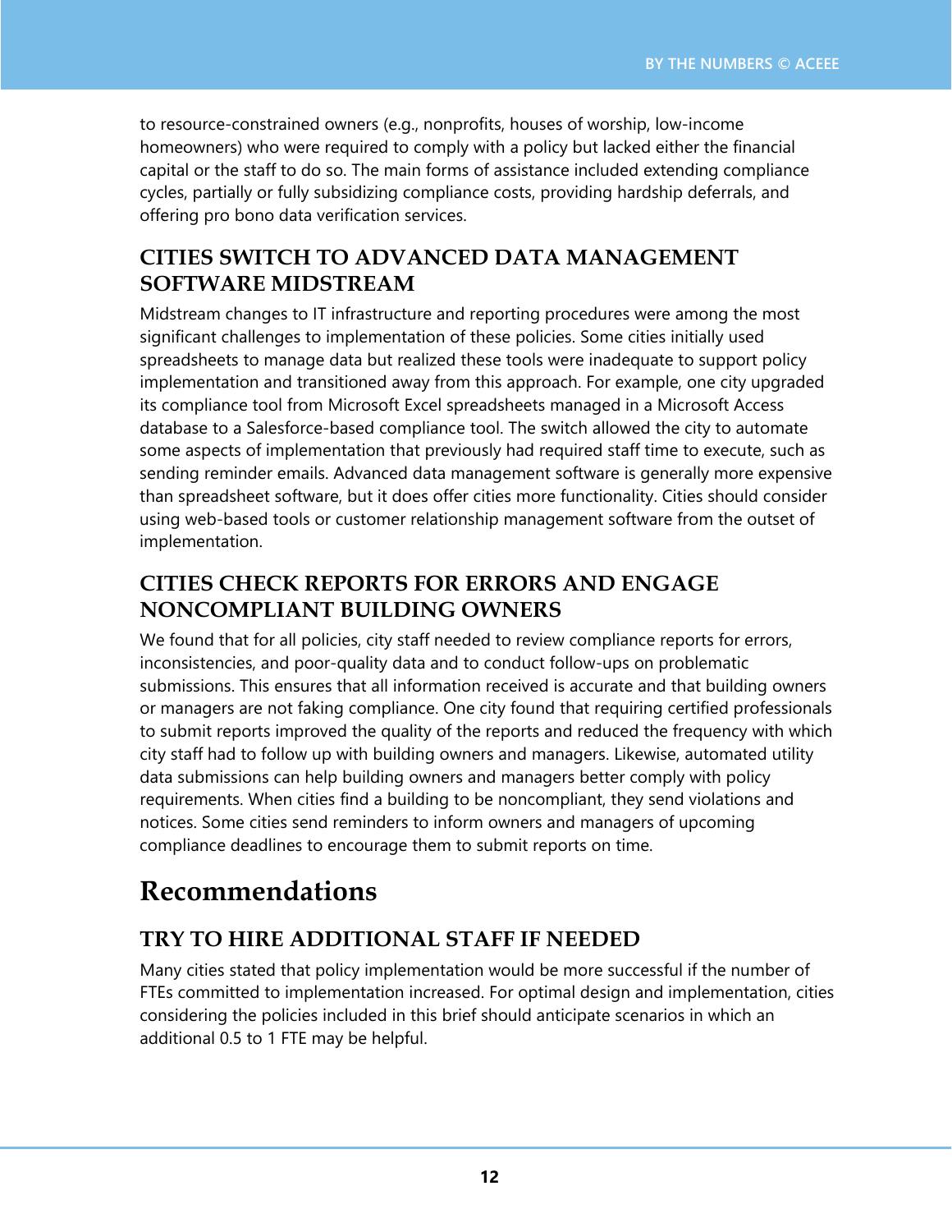to resource-constrained owners (e.g., nonprofits, houses of worship, low-income homeowners) who were required to comply with a policy but lacked either the financial capital or the staff to do so. The main forms of assistance included extending compliance cycles, partially or fully subsidizing compliance costs, providing hardship deferrals, and offering pro bono data verification services.

### CITIES SWITCH TO ADVANCED DATA MANAGEMENT SOFTWARE MIDSTREAM

Midstream changes to IT infrastructure and reporting procedures were among the most significant challenges to implementation of these policies. Some cities initially used spreadsheets to manage data but realized these tools were inadequate to support policy implementation and transitioned away from this approach. For example, one city upgraded its compliance tool from Microsoft Excel spreadsheets managed in a Microsoft Access database to a Salesforce-based compliance tool. The switch allowed the city to automate some aspects of implementation that previously had required staff time to execute, such as sending reminder emails. Advanced data management software is generally more expensive than spreadsheet software, but it does offer cities more functionality. Cities should consider using web-based tools or customer relationship management software from the outset of implementation.

### CITIES CHECK REPORTS FOR ERRORS AND ENGAGE NONCOMPLIANT BUILDING OWNERS

We found that for all policies, city staff needed to review compliance reports for errors, inconsistencies, and poor-quality data and to conduct follow-ups on problematic submissions. This ensures that all information received is accurate and that building owners or managers are not faking compliance. One city found that requiring certified professionals to submit reports improved the quality of the reports and reduced the frequency with which city staff had to follow up with building owners and managers. Likewise, automated utility data submissions can help building owners and managers better comply with policy requirements. When cities find a building to be noncompliant, they send violations and notices. Some cities send reminders to inform owners and managers of upcoming compliance deadlines to encourage them to submit reports on time.

## Recommendations

### TRY TO HIRE ADDITIONAL STAFF IF NEEDED

Many cities stated that policy implementation would be more successful if the number of FTEs committed to implementation increased. For optimal design and implementation, cities considering the policies included in this brief should anticipate scenarios in which an additional 0.5 to 1 FTE may be helpful.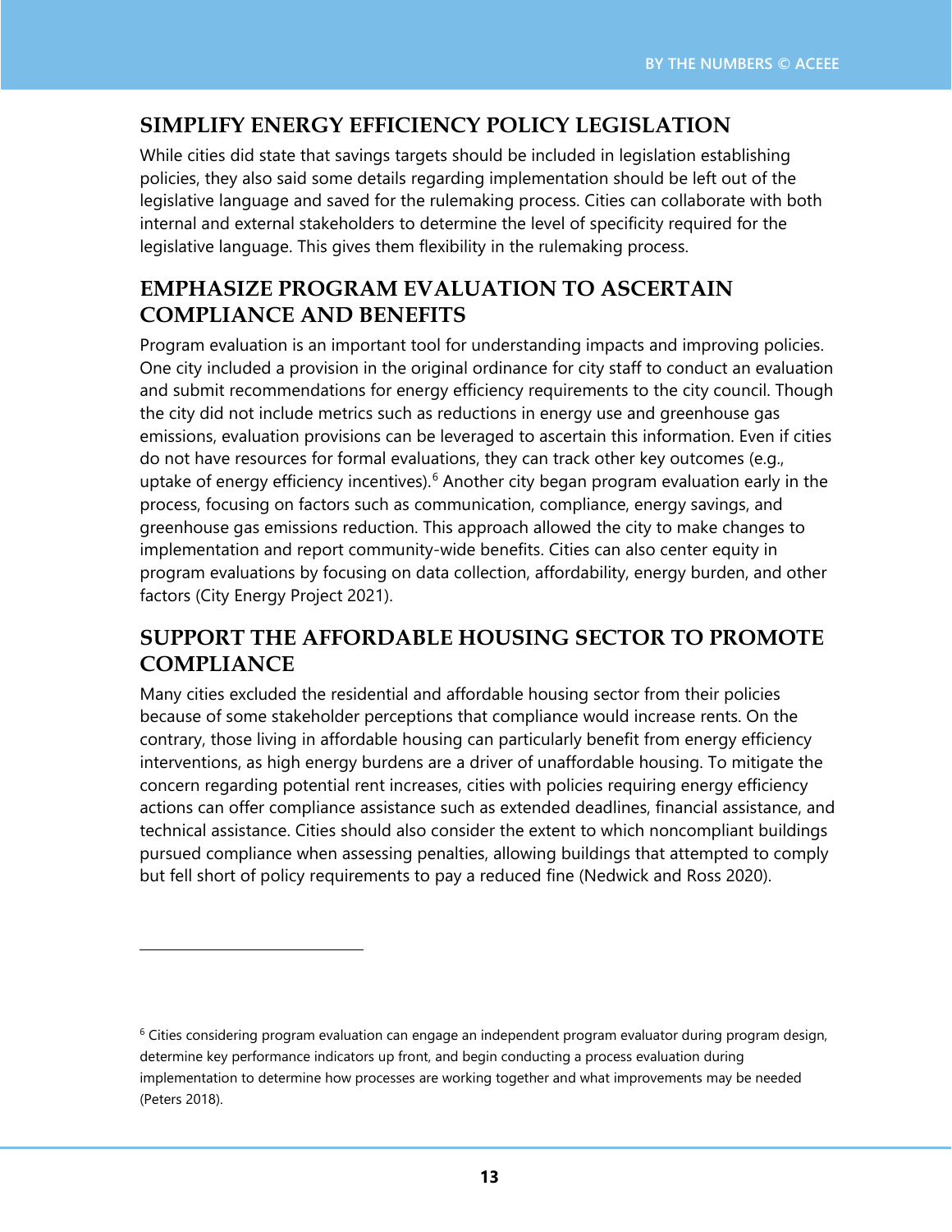## SIMPLIFY ENERGY EFFICIENCY POLICY LEGISLATION

While cities did state that savings targets should be included in legislation establishing policies, they also said some details regarding implementation should be left out of the legislative language and saved for the rulemaking process. Cities can collaborate with both internal and external stakeholders to determine the level of specificity required for the legislative language. This gives them flexibility in the rulemaking process.

## EMPHASIZE PROGRAM EVALUATION TO ASCERTAIN COMPLIANCE AND BENEFITS

Program evaluation is an important tool for understanding impacts and improving policies. One city included a provision in the original ordinance for city staff to conduct an evaluation and submit recommendations for energy efficiency requirements to the city council. Though the city did not include metrics such as reductions in energy use and greenhouse gas emissions, evaluation provisions can be leveraged to ascertain this information. Even if cities do not have resources for formal evaluations, they can track other key outcomes (e.g., uptake of energy efficiency incentives).[6] Another city began program evaluation early in the process, focusing on factors such as communication, compliance, energy savings, and greenhouse gas emissions reduction. This approach allowed the city to make changes to implementation and report community-wide benefits. Cities can also center equity in program evaluations by focusing on data collection, affordability, energy burden, and other factors (City Energy Project 2021).

## SUPPORT THE AFFORDABLE HOUSING SECTOR TO PROMOTE COMPLIANCE

Many cities excluded the residential and affordable housing sector from their policies because of some stakeholder perceptions that compliance would increase rents. On the contrary, those living in affordable housing can particularly benefit from energy efficiency interventions, as high energy burdens are a driver of unaffordable housing. To mitigate the concern regarding potential rent increases, cities with policies requiring energy efficiency actions can offer compliance assistance such as extended deadlines, financial assistance, and technical assistance. Cities should also consider the extent to which noncompliant buildings pursued compliance when assessing penalties, allowing buildings that attempted to comply but fell short of policy requirements to pay a reduced fine (Nedwick and Ross 2020).

---

[6] Cities considering program evaluation can engage an independent program evaluator during program design, determine key performance indicators up front, and begin conducting a process evaluation during implementation to determine how processes are working together and what improvements may be needed (Peters 2018).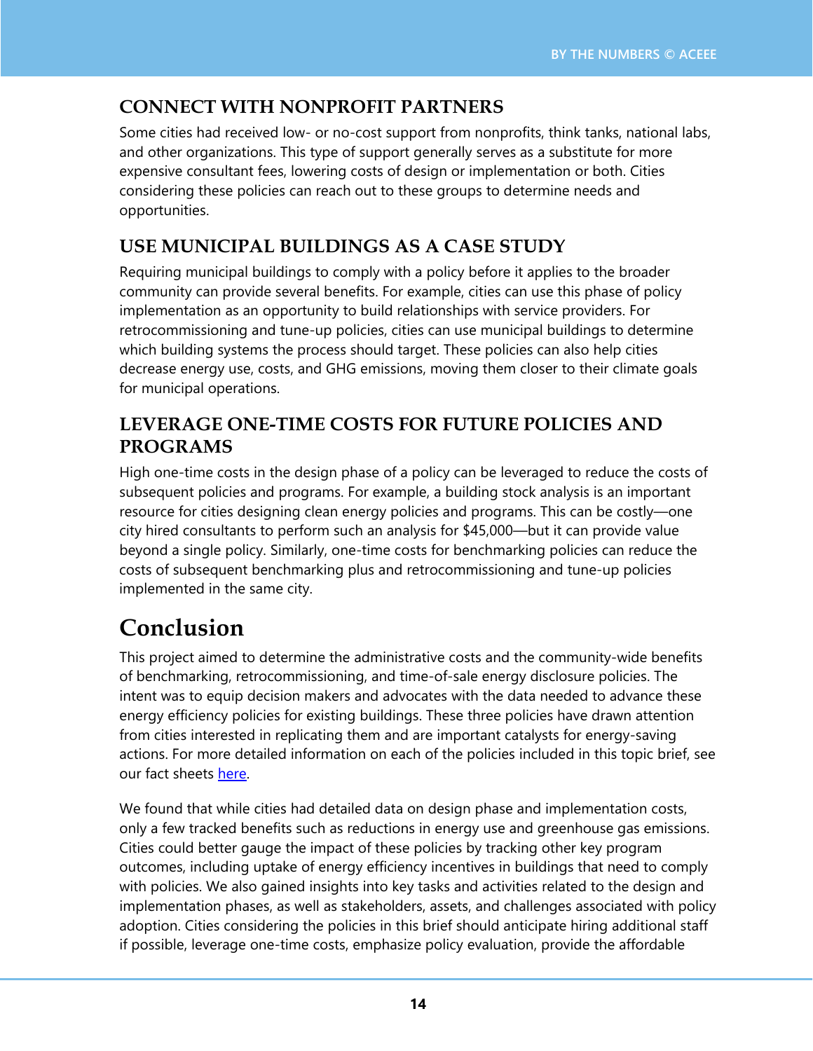### CONNECT WITH NONPROFIT PARTNERS

Some cities had received low- or no-cost support from nonprofits, think tanks, national labs, and other organizations. This type of support generally serves as a substitute for more expensive consultant fees, lowering costs of design or implementation or both. Cities considering these policies can reach out to these groups to determine needs and opportunities.

### USE MUNICIPAL BUILDINGS AS A CASE STUDY

Requiring municipal buildings to comply with a policy before it applies to the broader community can provide several benefits. For example, cities can use this phase of policy implementation as an opportunity to build relationships with service providers. For retrocommissioning and tune-up policies, cities can use municipal buildings to determine which building systems the process should target. These policies can also help cities decrease energy use, costs, and GHG emissions, moving them closer to their climate goals for municipal operations.

### LEVERAGE ONE-TIME COSTS FOR FUTURE POLICIES AND PROGRAMS

High one-time costs in the design phase of a policy can be leveraged to reduce the costs of subsequent policies and programs. For example, a building stock analysis is an important resource for cities designing clean energy policies and programs. This can be costly—one city hired consultants to perform such an analysis for $45,000—but it can provide value beyond a single policy. Similarly, one-time costs for benchmarking policies can reduce the costs of subsequent benchmarking plus and retrocommissioning and tune-up policies implemented in the same city.

## Conclusion

This project aimed to determine the administrative costs and the community-wide benefits of benchmarking, retrocommissioning, and time-of-sale energy disclosure policies. The intent was to equip decision makers and advocates with the data needed to advance these energy efficiency policies for existing buildings. These three policies have drawn attention from cities interested in replicating them and are important catalysts for energy-saving actions. For more detailed information on each of the policies included in this topic brief, see our fact sheets here.

We found that while cities had detailed data on design phase and implementation costs, only a few tracked benefits such as reductions in energy use and greenhouse gas emissions. Cities could better gauge the impact of these policies by tracking other key program outcomes, including uptake of energy efficiency incentives in buildings that need to comply with policies. We also gained insights into key tasks and activities related to the design and implementation phases, as well as stakeholders, assets, and challenges associated with policy adoption. Cities considering the policies in this brief should anticipate hiring additional staff if possible, leverage one-time costs, emphasize policy evaluation, provide the affordable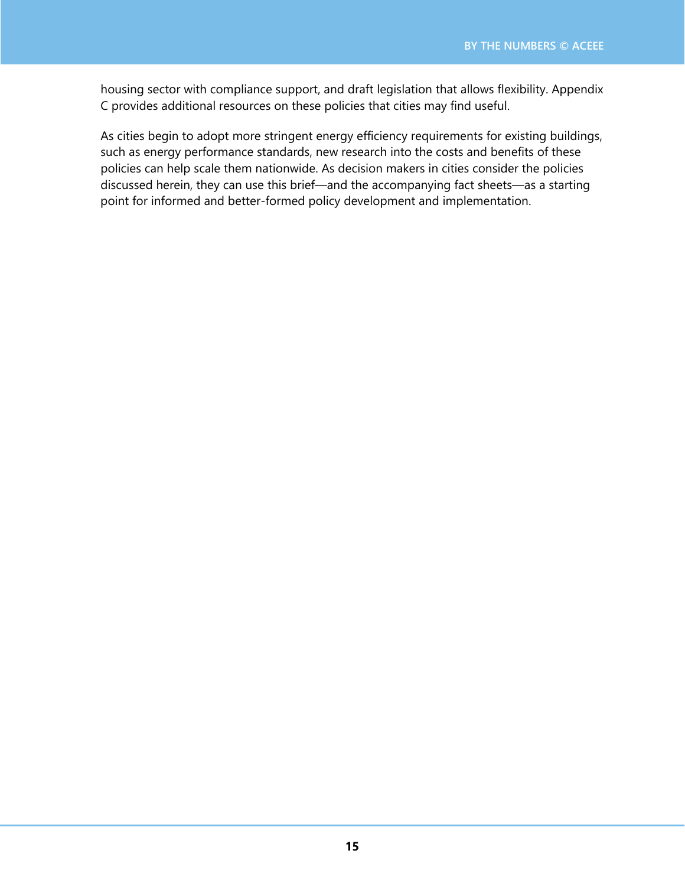housing sector with compliance support, and draft legislation that allows flexibility. Appendix C provides additional resources on these policies that cities may find useful.

As cities begin to adopt more stringent energy efficiency requirements for existing buildings, such as energy performance standards, new research into the costs and benefits of these policies can help scale them nationwide. As decision makers in cities consider the policies discussed herein, they can use this brief—and the accompanying fact sheets—as a starting point for informed and better-formed policy development and implementation.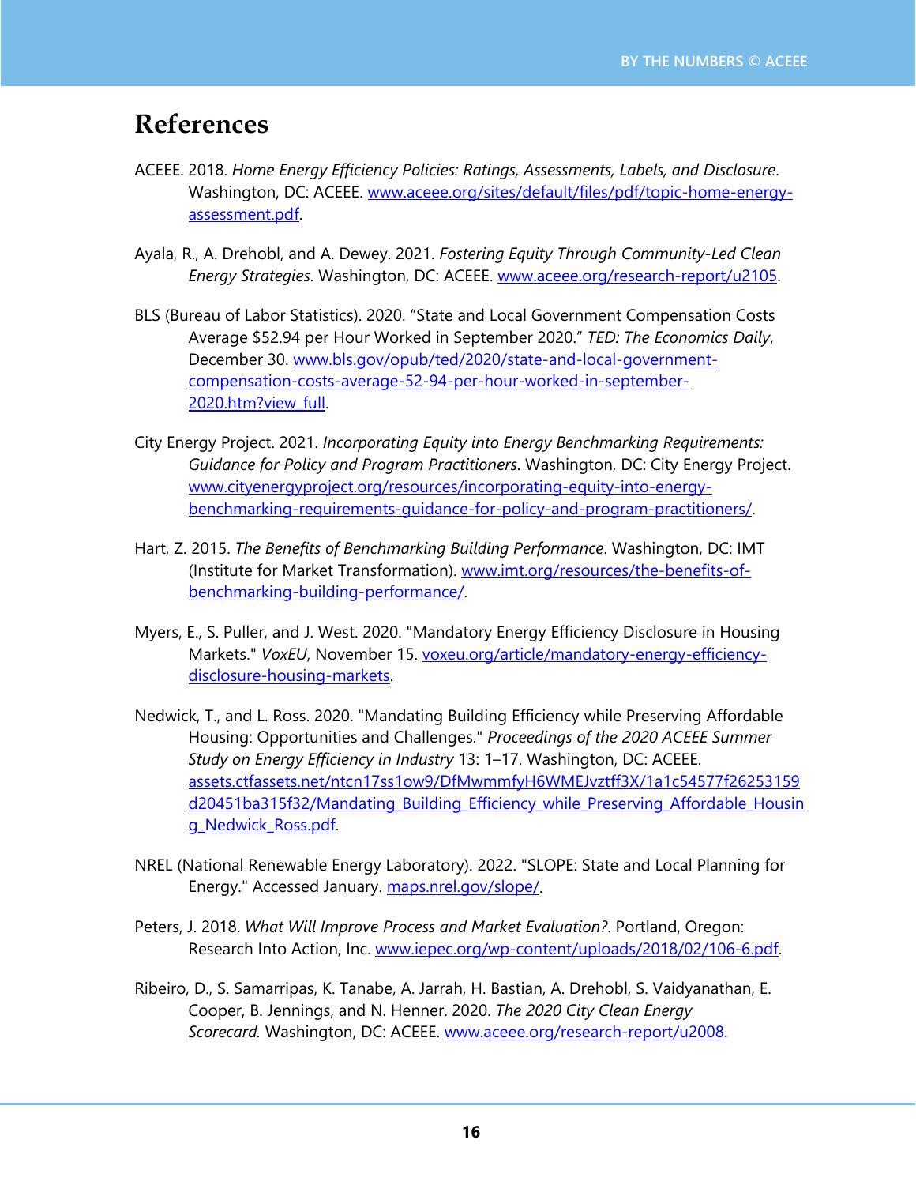# References

ACEEE. 2018. *Home Energy Efficiency Policies: Ratings, Assessments, Labels, and Disclosure*. Washington, DC: ACEEE. www.aceee.org/sites/default/files/pdf/topic-home-energy-assessment.pdf.

Ayala, R., A. Drehobl, and A. Dewey. 2021. *Fostering Equity Through Community-Led Clean Energy Strategies*. Washington, DC: ACEEE. www.aceee.org/research-report/u2105.

BLS (Bureau of Labor Statistics). 2020. "State and Local Government Compensation Costs Average $52.94 per Hour Worked in September 2020." *TED: The Economics Daily*, December 30. www.bls.gov/opub/ted/2020/state-and-local-government-compensation-costs-average-52-94-per-hour-worked-in-september-2020.htm?view_full.

City Energy Project. 2021. *Incorporating Equity into Energy Benchmarking Requirements: Guidance for Policy and Program Practitioners*. Washington, DC: City Energy Project. www.cityenergyproject.org/resources/incorporating-equity-into-energy-benchmarking-requirements-guidance-for-policy-and-program-practitioners/.

Hart, Z. 2015. *The Benefits of Benchmarking Building Performance*. Washington, DC: IMT (Institute for Market Transformation). www.imt.org/resources/the-benefits-of-benchmarking-building-performance/.

Myers, E., S. Puller, and J. West. 2020. "Mandatory Energy Efficiency Disclosure in Housing Markets." *VoxEU*, November 15. voxeu.org/article/mandatory-energy-efficiency-disclosure-housing-markets.

Nedwick, T., and L. Ross. 2020. "Mandating Building Efficiency while Preserving Affordable Housing: Opportunities and Challenges." *Proceedings of the 2020 ACEEE Summer Study on Energy Efficiency in Industry* 13: 1–17. Washington, DC: ACEEE. assets.ctfassets.net/ntcn17ss1ow9/DfMwmmfyH6WMEJvztff3X/1a1c54577f26253159d20451ba315f32/Mandating_Building_Efficiency_while_Preserving_Affordable_Housing_Nedwick_Ross.pdf.

NREL (National Renewable Energy Laboratory). 2022. "SLOPE: State and Local Planning for Energy." Accessed January. maps.nrel.gov/slope/.

Peters, J. 2018. *What Will Improve Process and Market Evaluation?*. Portland, Oregon: Research Into Action, Inc. www.iepec.org/wp-content/uploads/2018/02/106-6.pdf.

Ribeiro, D., S. Samarripas, K. Tanabe, A. Jarrah, H. Bastian, A. Drehobl, S. Vaidyanathan, E. Cooper, B. Jennings, and N. Henner. 2020. *The 2020 City Clean Energy Scorecard.* Washington, DC: ACEEE. www.aceee.org/research-report/u2008.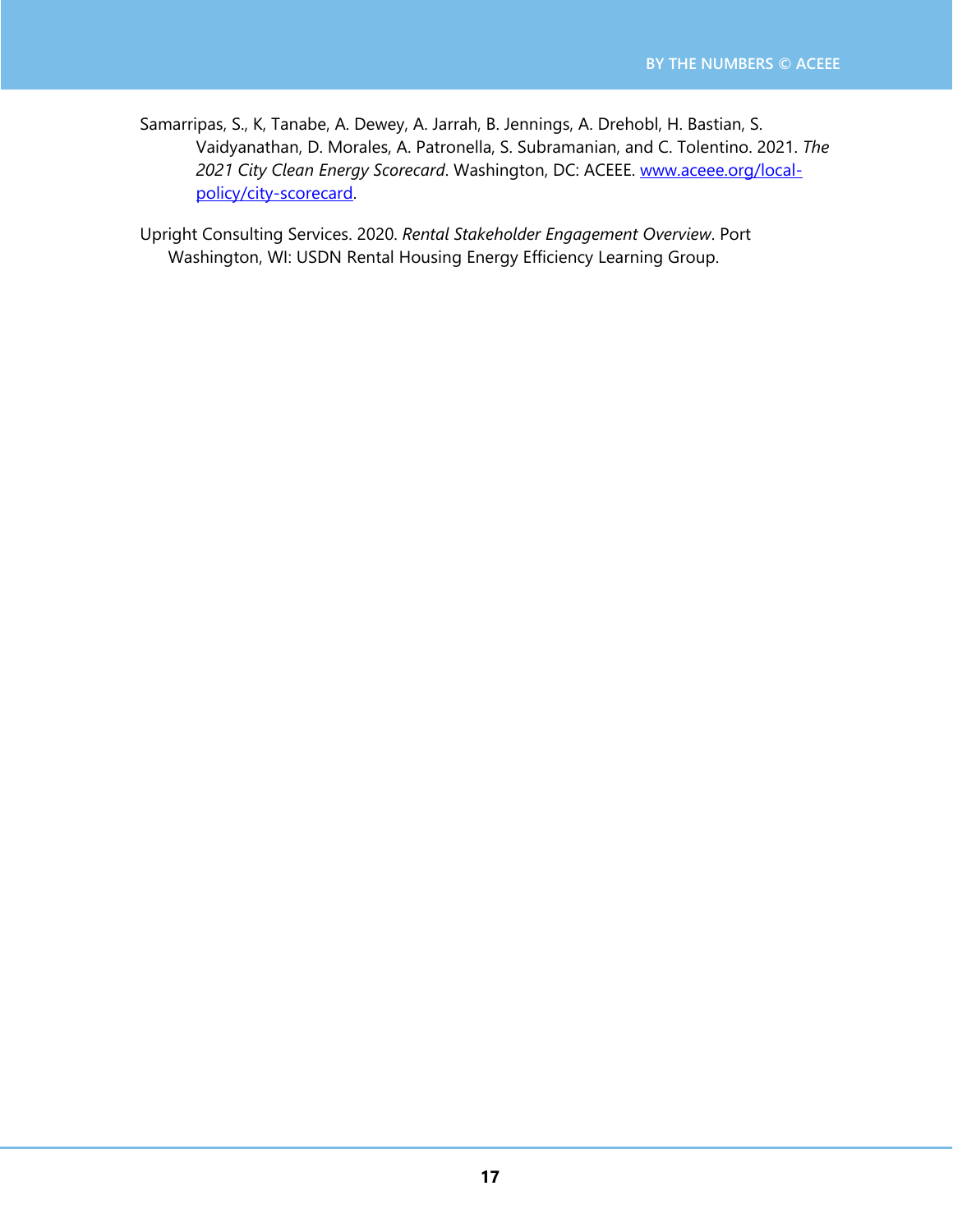Samarripas, S., K, Tanabe, A. Dewey, A. Jarrah, B. Jennings, A. Drehobl, H. Bastian, S. Vaidyanathan, D. Morales, A. Patronella, S. Subramanian, and C. Tolentino. 2021. *The 2021 City Clean Energy Scorecard*. Washington, DC: ACEEE. [www.aceee.org/local-policy/city-scorecard](www.aceee.org/local-policy/city-scorecard).

Upright Consulting Services. 2020. *Rental Stakeholder Engagement Overview*. Port Washington, WI: USDN Rental Housing Energy Efficiency Learning Group.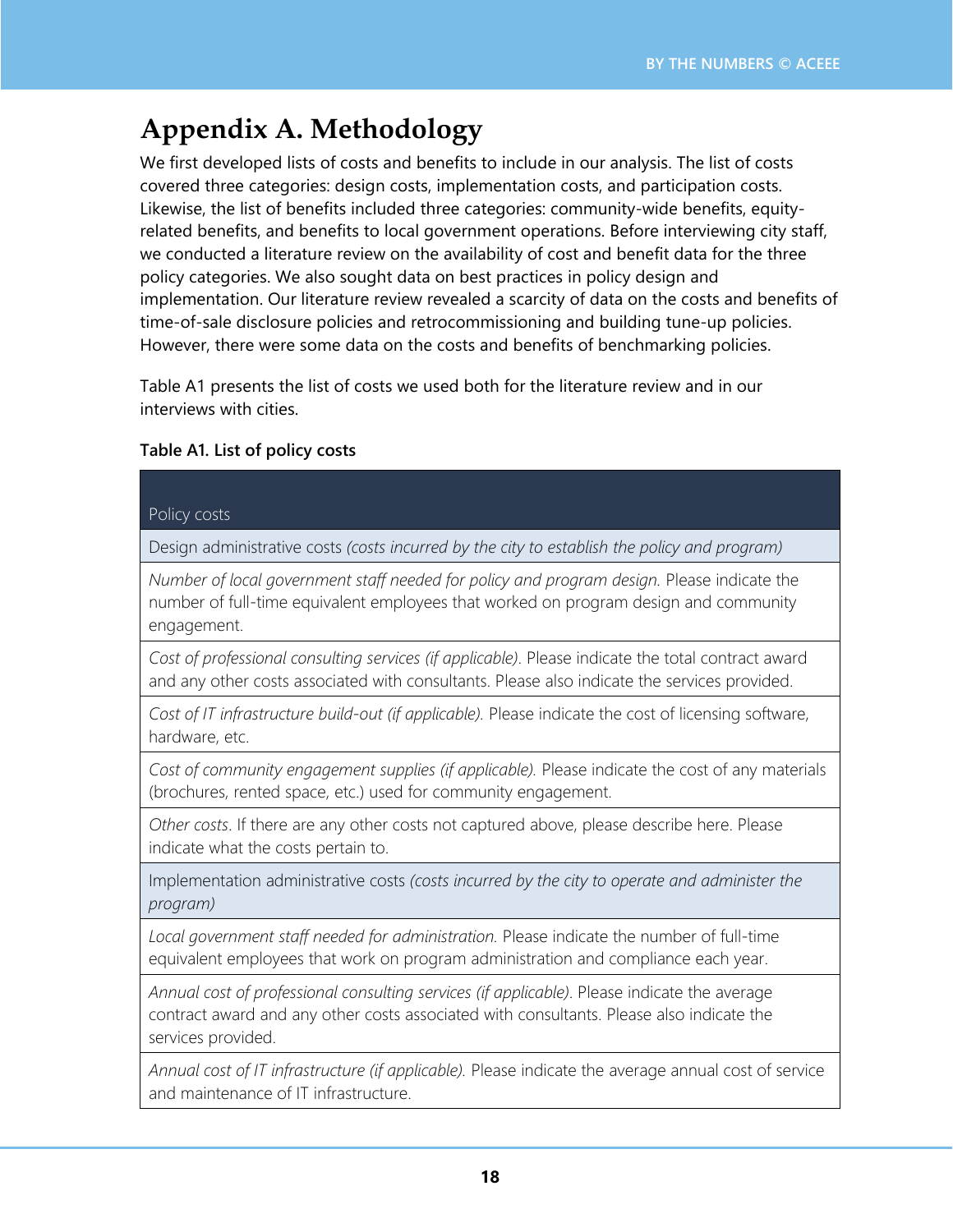# Appendix A. Methodology

We first developed lists of costs and benefits to include in our analysis. The list of costs covered three categories: design costs, implementation costs, and participation costs. Likewise, the list of benefits included three categories: community-wide benefits, equity-related benefits, and benefits to local government operations. Before interviewing city staff, we conducted a literature review on the availability of cost and benefit data for the three policy categories. We also sought data on best practices in policy design and implementation. Our literature review revealed a scarcity of data on the costs and benefits of time-of-sale disclosure policies and retrocommissioning and building tune-up policies. However, there were some data on the costs and benefits of benchmarking policies.

Table A1 presents the list of costs we used both for the literature review and in our interviews with cities.

**Table A1. List of policy costs**

| Policy costs |
|---|
| Design administrative costs *(costs incurred by the city to establish the policy and program)* |
| *Number of local government staff needed for policy and program design.* Please indicate the number of full-time equivalent employees that worked on program design and community engagement. |
| *Cost of professional consulting services (if applicable)*. Please indicate the total contract award and any other costs associated with consultants. Please also indicate the services provided. |
| *Cost of IT infrastructure build-out (if applicable).* Please indicate the cost of licensing software, hardware, etc. |
| *Cost of community engagement supplies (if applicable).* Please indicate the cost of any materials (brochures, rented space, etc.) used for community engagement. |
| *Other costs*. If there are any other costs not captured above, please describe here. Please indicate what the costs pertain to. |
| Implementation administrative costs *(costs incurred by the city to operate and administer the program)* |
| *Local government staff needed for administration.* Please indicate the number of full-time equivalent employees that work on program administration and compliance each year. |
| *Annual cost of professional consulting services (if applicable)*. Please indicate the average contract award and any other costs associated with consultants. Please also indicate the services provided. |
| *Annual cost of IT infrastructure (if applicable).* Please indicate the average annual cost of service and maintenance of IT infrastructure. |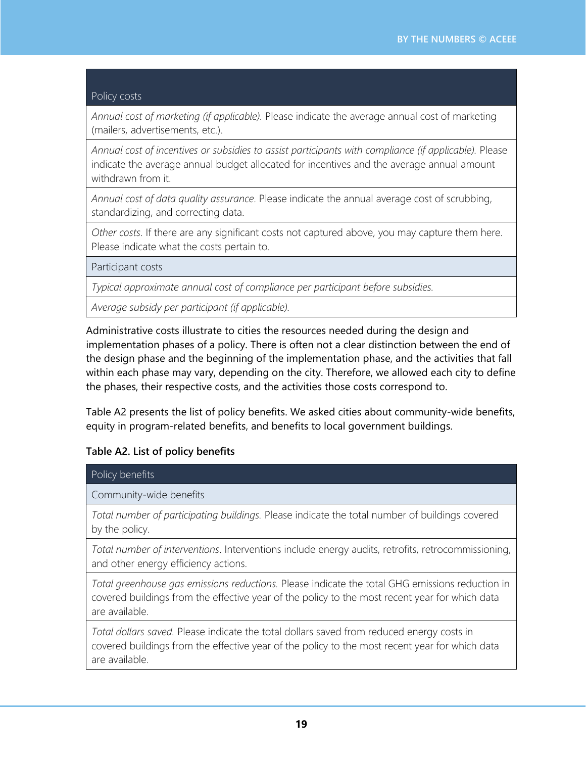| Policy costs |
| --- |
| *Annual cost of marketing (if applicable).* Please indicate the average annual cost of marketing (mailers, advertisements, etc.). |
| *Annual cost of incentives or subsidies to assist participants with compliance (if applicable).* Please indicate the average annual budget allocated for incentives and the average annual amount withdrawn from it. |
| *Annual cost of data quality assurance*. Please indicate the annual average cost of scrubbing, standardizing, and correcting data. |
| *Other costs*. If there are any significant costs not captured above, you may capture them here. Please indicate what the costs pertain to. |
| Participant costs |
| *Typical approximate annual cost of compliance per participant before subsidies.* |
| *Average subsidy per participant (if applicable).* |

Administrative costs illustrate to cities the resources needed during the design and implementation phases of a policy. There is often not a clear distinction between the end of the design phase and the beginning of the implementation phase, and the activities that fall within each phase may vary, depending on the city. Therefore, we allowed each city to define the phases, their respective costs, and the activities those costs correspond to.

Table A2 presents the list of policy benefits. We asked cities about community-wide benefits, equity in program-related benefits, and benefits to local government buildings.

**Table A2. List of policy benefits**

| Policy benefits |
| --- |
| Community-wide benefits |
| *Total number of participating buildings.* Please indicate the total number of buildings covered by the policy. |
| *Total number of interventions*. Interventions include energy audits, retrofits, retrocommissioning, and other energy efficiency actions. |
| *Total greenhouse gas emissions reductions.* Please indicate the total GHG emissions reduction in covered buildings from the effective year of the policy to the most recent year for which data are available. |
| *Total dollars saved.* Please indicate the total dollars saved from reduced energy costs in covered buildings from the effective year of the policy to the most recent year for which data are available. |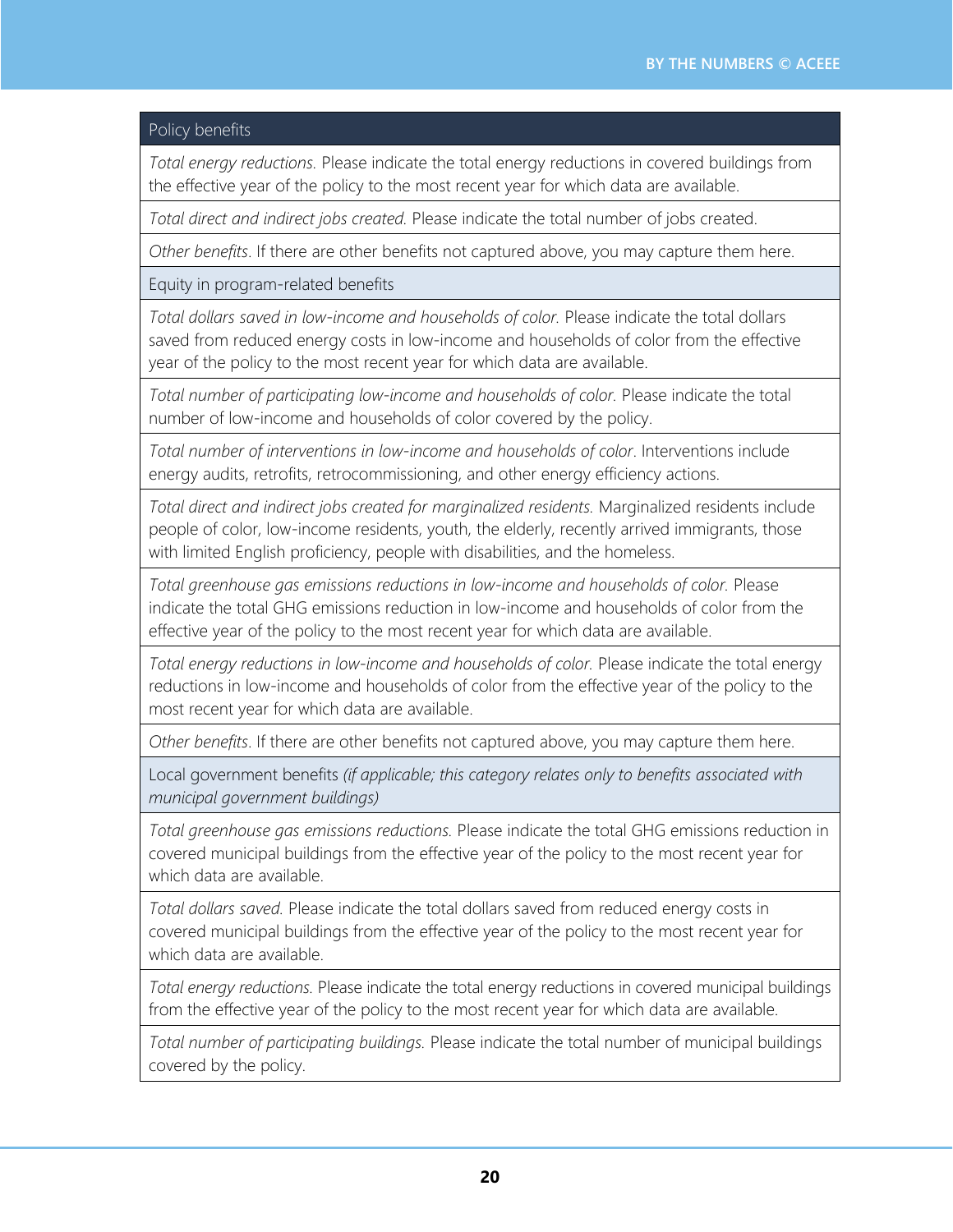| Policy benefits |
|---|
| *Total energy reductions.* Please indicate the total energy reductions in covered buildings from the effective year of the policy to the most recent year for which data are available. |
| *Total direct and indirect jobs created.* Please indicate the total number of jobs created. |
| *Other benefits*. If there are other benefits not captured above, you may capture them here. |
| Equity in program-related benefits |
| *Total dollars saved in low-income and households of color.* Please indicate the total dollars saved from reduced energy costs in low-income and households of color from the effective year of the policy to the most recent year for which data are available. |
| *Total number of participating low-income and households of color.* Please indicate the total number of low-income and households of color covered by the policy. |
| *Total number of interventions in low-income and households of color*. Interventions include energy audits, retrofits, retrocommissioning, and other energy efficiency actions. |
| *Total direct and indirect jobs created for marginalized residents.* Marginalized residents include people of color, low-income residents, youth, the elderly, recently arrived immigrants, those with limited English proficiency, people with disabilities, and the homeless. |
| *Total greenhouse gas emissions reductions in low-income and households of color.* Please indicate the total GHG emissions reduction in low-income and households of color from the effective year of the policy to the most recent year for which data are available. |
| *Total energy reductions in low-income and households of color.* Please indicate the total energy reductions in low-income and households of color from the effective year of the policy to the most recent year for which data are available. |
| *Other benefits*. If there are other benefits not captured above, you may capture them here. |
| Local government benefits *(if applicable; this category relates only to benefits associated with municipal government buildings)* |
| *Total greenhouse gas emissions reductions.* Please indicate the total GHG emissions reduction in covered municipal buildings from the effective year of the policy to the most recent year for which data are available. |
| *Total dollars saved.* Please indicate the total dollars saved from reduced energy costs in covered municipal buildings from the effective year of the policy to the most recent year for which data are available. |
| *Total energy reductions.* Please indicate the total energy reductions in covered municipal buildings from the effective year of the policy to the most recent year for which data are available. |
| *Total number of participating buildings.* Please indicate the total number of municipal buildings covered by the policy. |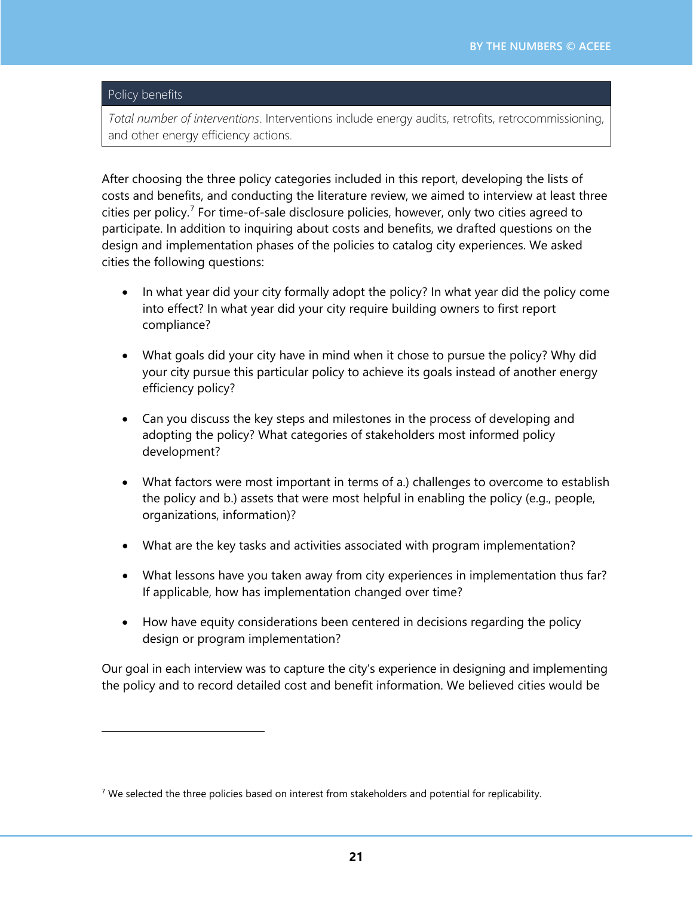| Policy benefits |
| --- |
| *Total number of interventions*. Interventions include energy audits, retrofits, retrocommissioning, and other energy efficiency actions. |

After choosing the three policy categories included in this report, developing the lists of costs and benefits, and conducting the literature review, we aimed to interview at least three cities per policy.[7] For time-of-sale disclosure policies, however, only two cities agreed to participate. In addition to inquiring about costs and benefits, we drafted questions on the design and implementation phases of the policies to catalog city experiences. We asked cities the following questions:

- In what year did your city formally adopt the policy? In what year did the policy come into effect? In what year did your city require building owners to first report compliance?
- What goals did your city have in mind when it chose to pursue the policy? Why did your city pursue this particular policy to achieve its goals instead of another energy efficiency policy?
- Can you discuss the key steps and milestones in the process of developing and adopting the policy? What categories of stakeholders most informed policy development?
- What factors were most important in terms of a.) challenges to overcome to establish the policy and b.) assets that were most helpful in enabling the policy (e.g., people, organizations, information)?
- What are the key tasks and activities associated with program implementation?
- What lessons have you taken away from city experiences in implementation thus far? If applicable, how has implementation changed over time?
- How have equity considerations been centered in decisions regarding the policy design or program implementation?

Our goal in each interview was to capture the city's experience in designing and implementing the policy and to record detailed cost and benefit information. We believed cities would be

[7] We selected the three policies based on interest from stakeholders and potential for replicability.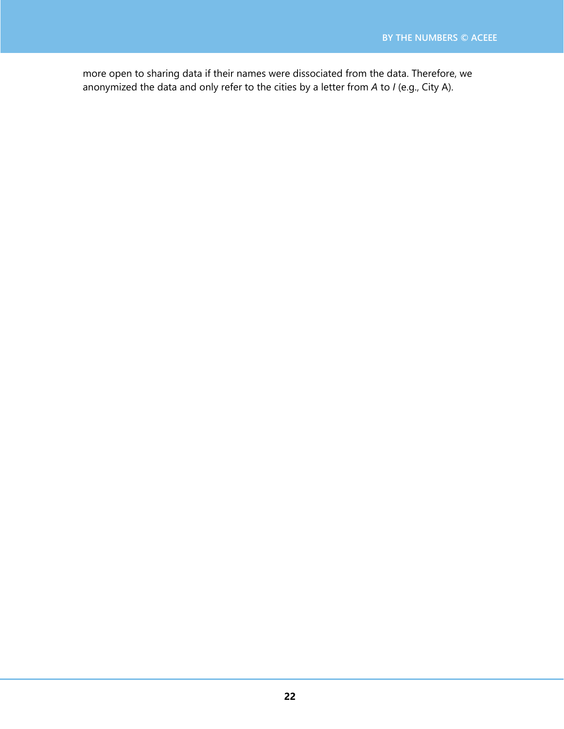more open to sharing data if their names were dissociated from the data. Therefore, we anonymized the data and only refer to the cities by a letter from *A* to *I* (e.g., City A).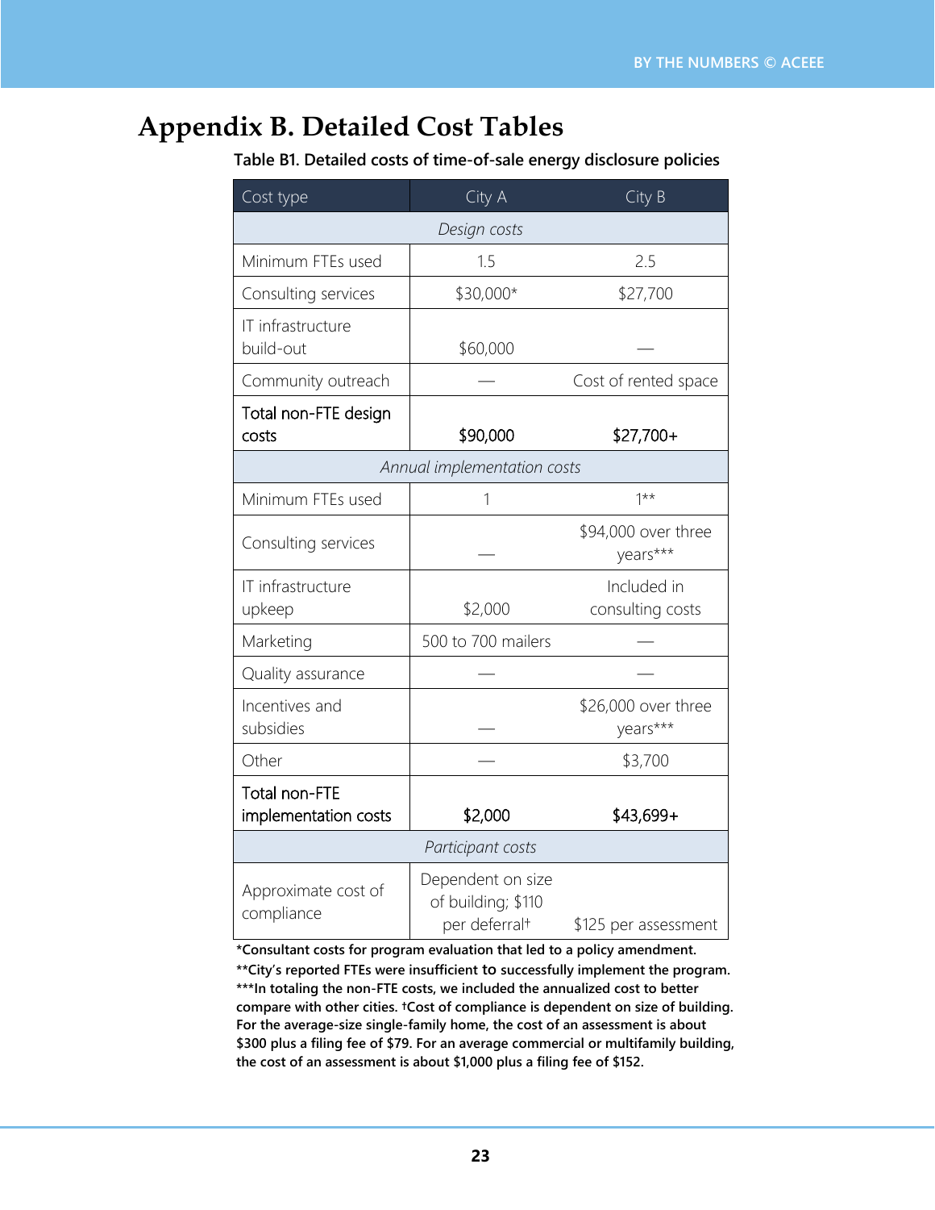# Appendix B. Detailed Cost Tables

**Table B1. Detailed costs of time-of-sale energy disclosure policies**

| Cost type | City A | City B |
|---|---|---|
| *Design costs* | | |
| Minimum FTEs used | 1.5 | 2.5 |
| Consulting services | $30,000* | $27,700 |
| IT infrastructure build-out | $60,000 | — |
| Community outreach | — | Cost of rented space |
| Total non-FTE design costs | $90,000 | $27,700+ |
| *Annual implementation costs* | | |
| Minimum FTEs used | 1 | 1** |
| Consulting services | — | $94,000 over three years*** |
| IT infrastructure upkeep | $2,000 | Included in consulting costs |
| Marketing | 500 to 700 mailers | — |
| Quality assurance | — | — |
| Incentives and subsidies | — | $26,000 over three years*** |
| Other | — | $3,700 |
| Total non-FTE implementation costs | $2,000 | $43,699+ |
| *Participant costs* | | |
| Approximate cost of compliance | Dependent on size of building; $110 per deferral† | $125 per assessment |

**\*Consultant costs for program evaluation that led to a policy amendment.**
**\*\*City's reported FTEs were insufficient to successfully implement the program.**
**\*\*\*In totaling the non-FTE costs, we included the annualized cost to better compare with other cities. †Cost of compliance is dependent on size of building. For the average-size single-family home, the cost of an assessment is about $300 plus a filing fee of $79. For an average commercial or multifamily building, the cost of an assessment is about $1,000 plus a filing fee of $152.**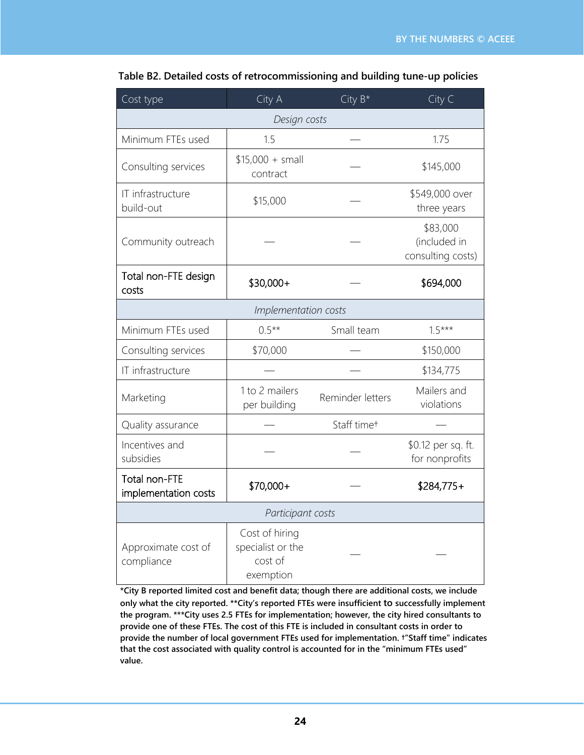**Table B2. Detailed costs of retrocommissioning and building tune-up policies**

| Cost type | City A | City B* | City C |
|---|---|---|---|
| *Design costs* | | | |
| Minimum FTEs used | 1.5 | — | 1.75 |
| Consulting services | $15,000 + small contract | — | $145,000 |
| IT infrastructure build-out | $15,000 | — | $549,000 over three years |
| Community outreach | — | — | $83,000 (included in consulting costs) |
| Total non-FTE design costs | $30,000+ | — | $694,000 |
| *Implementation costs* | | | |
| Minimum FTEs used | 0.5** | Small team | 1.5*** |
| Consulting services | $70,000 | — | $150,000 |
| IT infrastructure | — | — | $134,775 |
| Marketing | 1 to 2 mailers per building | Reminder letters | Mailers and violations |
| Quality assurance | — | Staff time† | — |
| Incentives and subsidies | — | — | $0.12 per sq. ft. for nonprofits |
| Total non-FTE implementation costs | $70,000+ | — | $284,775+ |
| *Participant costs* | | | |
| Approximate cost of compliance | Cost of hiring specialist or the cost of exemption | — | — |

**\*City B reported limited cost and benefit data; though there are additional costs, we include only what the city reported. \*\*City's reported FTEs were insufficient to successfully implement the program. \*\*\*City uses 2.5 FTEs for implementation; however, the city hired consultants to provide one of these FTEs. The cost of this FTE is included in consultant costs in order to provide the number of local government FTEs used for implementation. †"Staff time" indicates that the cost associated with quality control is accounted for in the "minimum FTEs used" value.**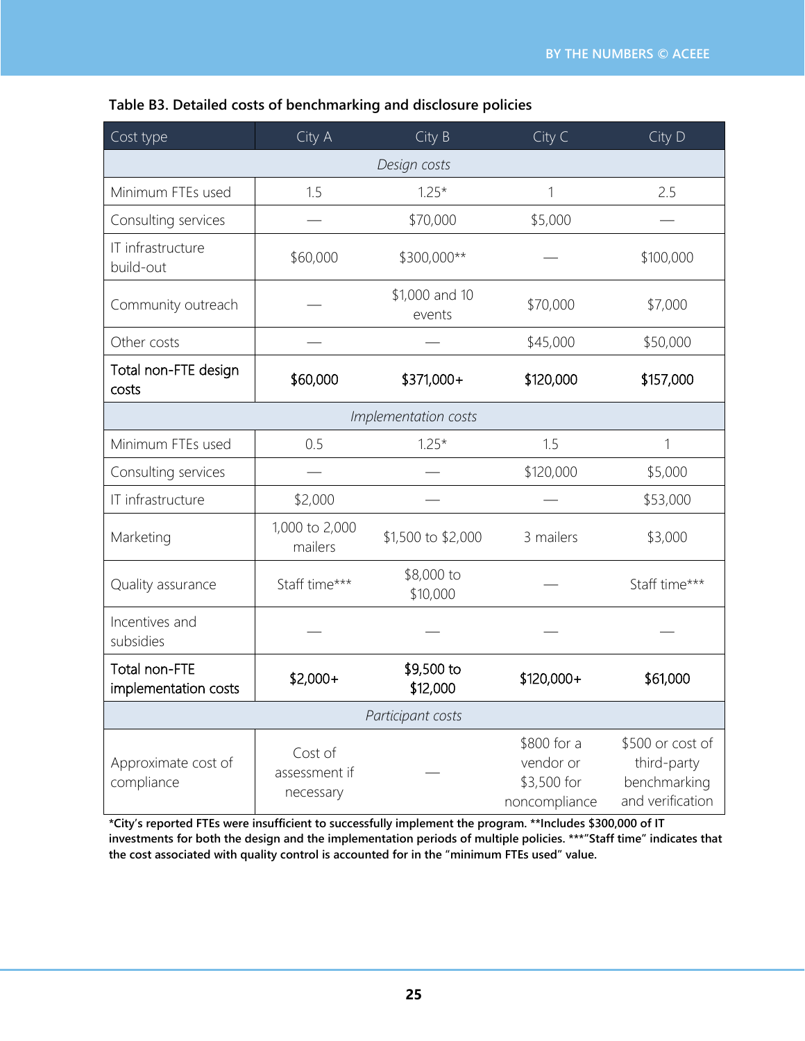**Table B3. Detailed costs of benchmarking and disclosure policies**

| Cost type | City A | City B | City C | City D |
|---|---|---|---|---|
| *Design costs* | | | | |
| Minimum FTEs used | 1.5 | 1.25* | 1 | 2.5 |
| Consulting services | — | $70,000 | $5,000 | — |
| IT infrastructure build-out | $60,000 | $300,000** | — | $100,000 |
| Community outreach | — | $1,000 and 10 events | $70,000 | $7,000 |
| Other costs | — | — | $45,000 | $50,000 |
| **Total non-FTE design costs** | **$60,000** | **$371,000+** | **$120,000** | **$157,000** |
| *Implementation costs* | | | | |
| Minimum FTEs used | 0.5 | 1.25* | 1.5 | 1 |
| Consulting services | — | — | $120,000 | $5,000 |
| IT infrastructure | $2,000 | — | — | $53,000 |
| Marketing | 1,000 to 2,000 mailers | $1,500 to $2,000 | 3 mailers | $3,000 |
| Quality assurance | Staff time*** | $8,000 to $10,000 | — | Staff time*** |
| Incentives and subsidies | — | — | — | — |
| **Total non-FTE implementation costs** | **$2,000+** | **$9,500 to $12,000** | **$120,000+** | **$61,000** |
| *Participant costs* | | | | |
| Approximate cost of compliance | Cost of assessment if necessary | — | $800 for a vendor or $3,500 for noncompliance | $500 or cost of third-party benchmarking and verification |

**\*City's reported FTEs were insufficient to successfully implement the program. \*\*Includes $300,000 of IT investments for both the design and the implementation periods of multiple policies. \*\*\*"Staff time" indicates that the cost associated with quality control is accounted for in the "minimum FTEs used" value.**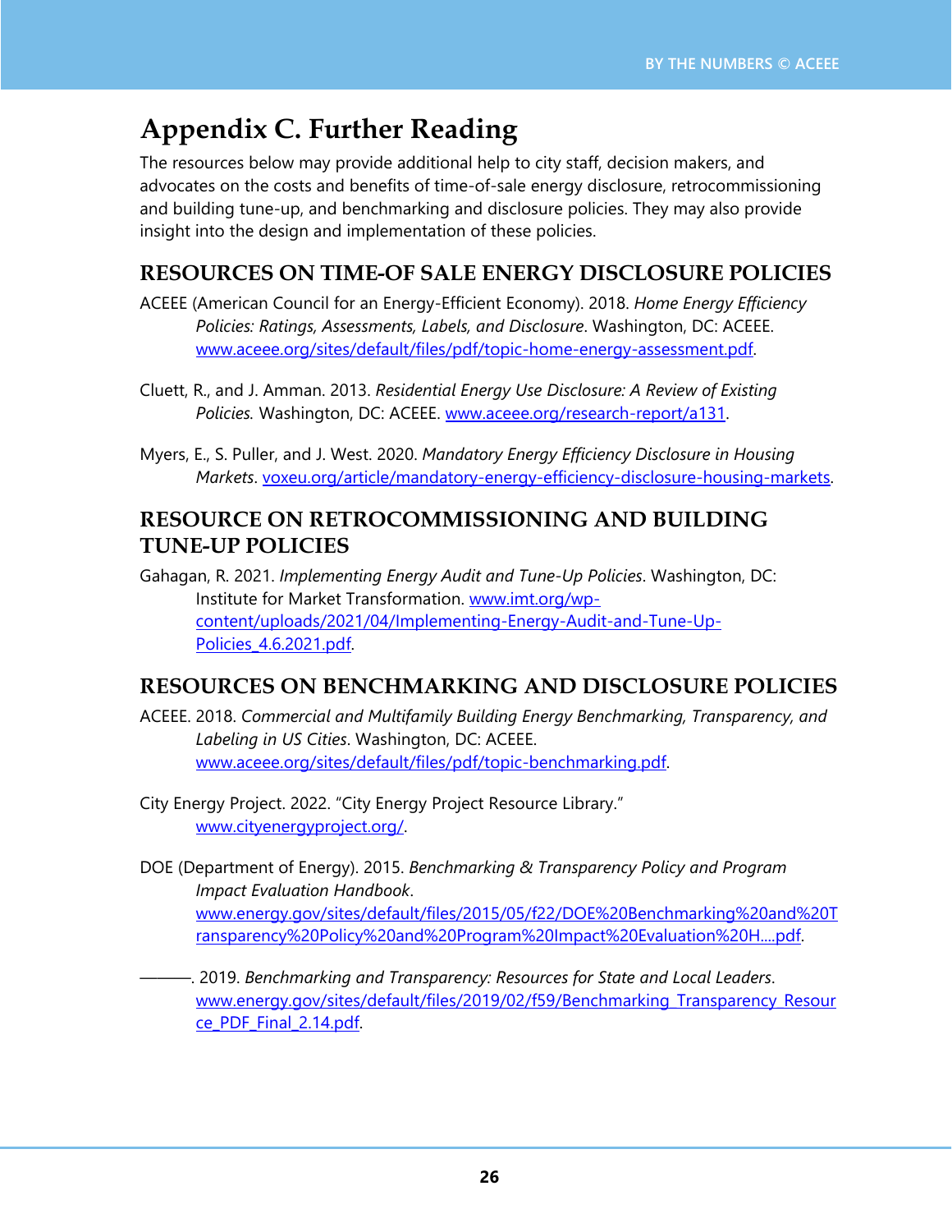# Appendix C. Further Reading

The resources below may provide additional help to city staff, decision makers, and advocates on the costs and benefits of time-of-sale energy disclosure, retrocommissioning and building tune-up, and benchmarking and disclosure policies. They may also provide insight into the design and implementation of these policies.

## RESOURCES ON TIME-OF SALE ENERGY DISCLOSURE POLICIES

ACEEE (American Council for an Energy-Efficient Economy). 2018. *Home Energy Efficiency Policies: Ratings, Assessments, Labels, and Disclosure*. Washington, DC: ACEEE. www.aceee.org/sites/default/files/pdf/topic-home-energy-assessment.pdf.

Cluett, R., and J. Amman. 2013. *Residential Energy Use Disclosure: A Review of Existing Policies.* Washington, DC: ACEEE. www.aceee.org/research-report/a131.

Myers, E., S. Puller, and J. West. 2020. *Mandatory Energy Efficiency Disclosure in Housing Markets*. voxeu.org/article/mandatory-energy-efficiency-disclosure-housing-markets.

## RESOURCE ON RETROCOMMISSIONING AND BUILDING TUNE-UP POLICIES

Gahagan, R. 2021. *Implementing Energy Audit and Tune-Up Policies*. Washington, DC: Institute for Market Transformation. www.imt.org/wp-content/uploads/2021/04/Implementing-Energy-Audit-and-Tune-Up-Policies_4.6.2021.pdf.

## RESOURCES ON BENCHMARKING AND DISCLOSURE POLICIES

ACEEE. 2018. *Commercial and Multifamily Building Energy Benchmarking, Transparency, and Labeling in US Cities*. Washington, DC: ACEEE. www.aceee.org/sites/default/files/pdf/topic-benchmarking.pdf.

City Energy Project. 2022. "City Energy Project Resource Library." www.cityenergyproject.org/.

DOE (Department of Energy). 2015. *Benchmarking & Transparency Policy and Program Impact Evaluation Handbook*. www.energy.gov/sites/default/files/2015/05/f22/DOE%20Benchmarking%20and%20Transparency%20Policy%20and%20Program%20Impact%20Evaluation%20H....pdf.

———. 2019. *Benchmarking and Transparency: Resources for State and Local Leaders*. www.energy.gov/sites/default/files/2019/02/f59/Benchmarking_Transparency_Resource_PDF_Final_2.14.pdf.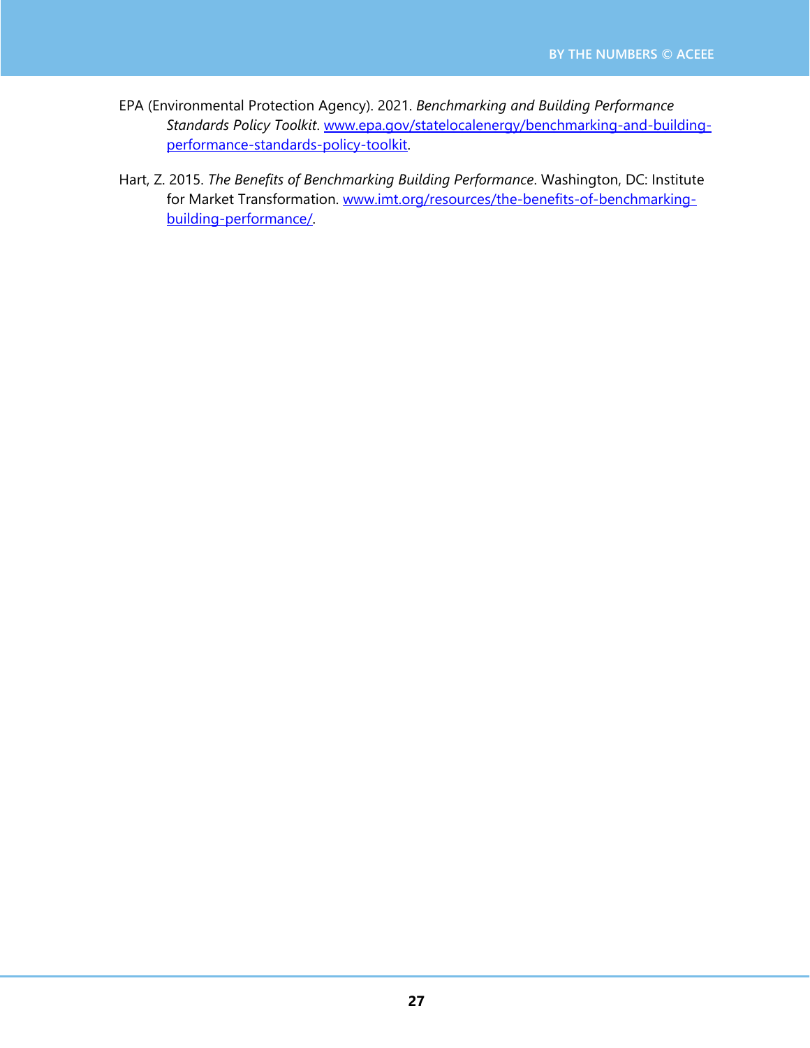EPA (Environmental Protection Agency). 2021. *Benchmarking and Building Performance Standards Policy Toolkit*. www.epa.gov/statelocalenergy/benchmarking-and-building-performance-standards-policy-toolkit.

Hart, Z. 2015. *The Benefits of Benchmarking Building Performance*. Washington, DC: Institute for Market Transformation. www.imt.org/resources/the-benefits-of-benchmarking-building-performance/.